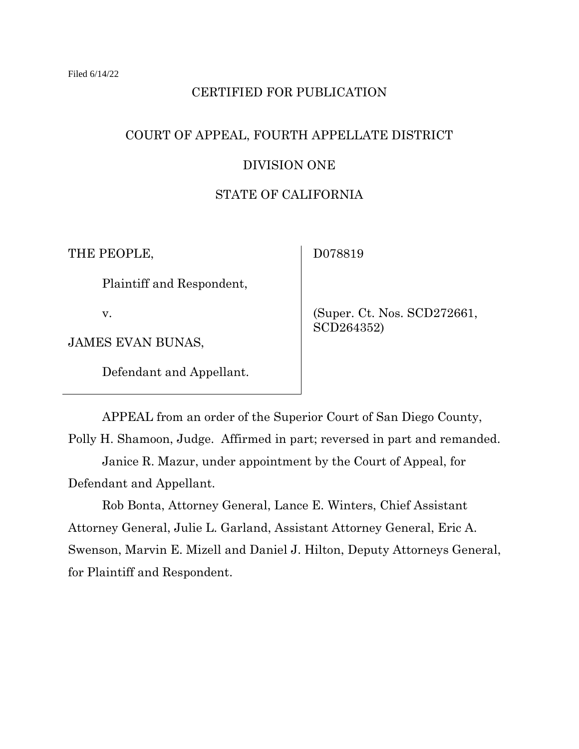Filed 6/14/22

CERTIFIED FOR PUBLICATION

COURT OF APPEAL, FOURTH APPELLATE DISTRICT

DIVISION ONE

STATE OF CALIFORNIA

| | |
|---|---|
| THE PEOPLE,<br><br>Plaintiff and Respondent,<br><br>v.<br><br>JAMES EVAN BUNAS,<br><br>Defendant and Appellant. | D078819<br><br>(Super. Ct. Nos. SCD272661, SCD264352) |

APPEAL from an order of the Superior Court of San Diego County, Polly H. Shamoon, Judge. Affirmed in part; reversed in part and remanded.

Janice R. Mazur, under appointment by the Court of Appeal, for Defendant and Appellant.

Rob Bonta, Attorney General, Lance E. Winters, Chief Assistant Attorney General, Julie L. Garland, Assistant Attorney General, Eric A. Swenson, Marvin E. Mizell and Daniel J. Hilton, Deputy Attorneys General, for Plaintiff and Respondent.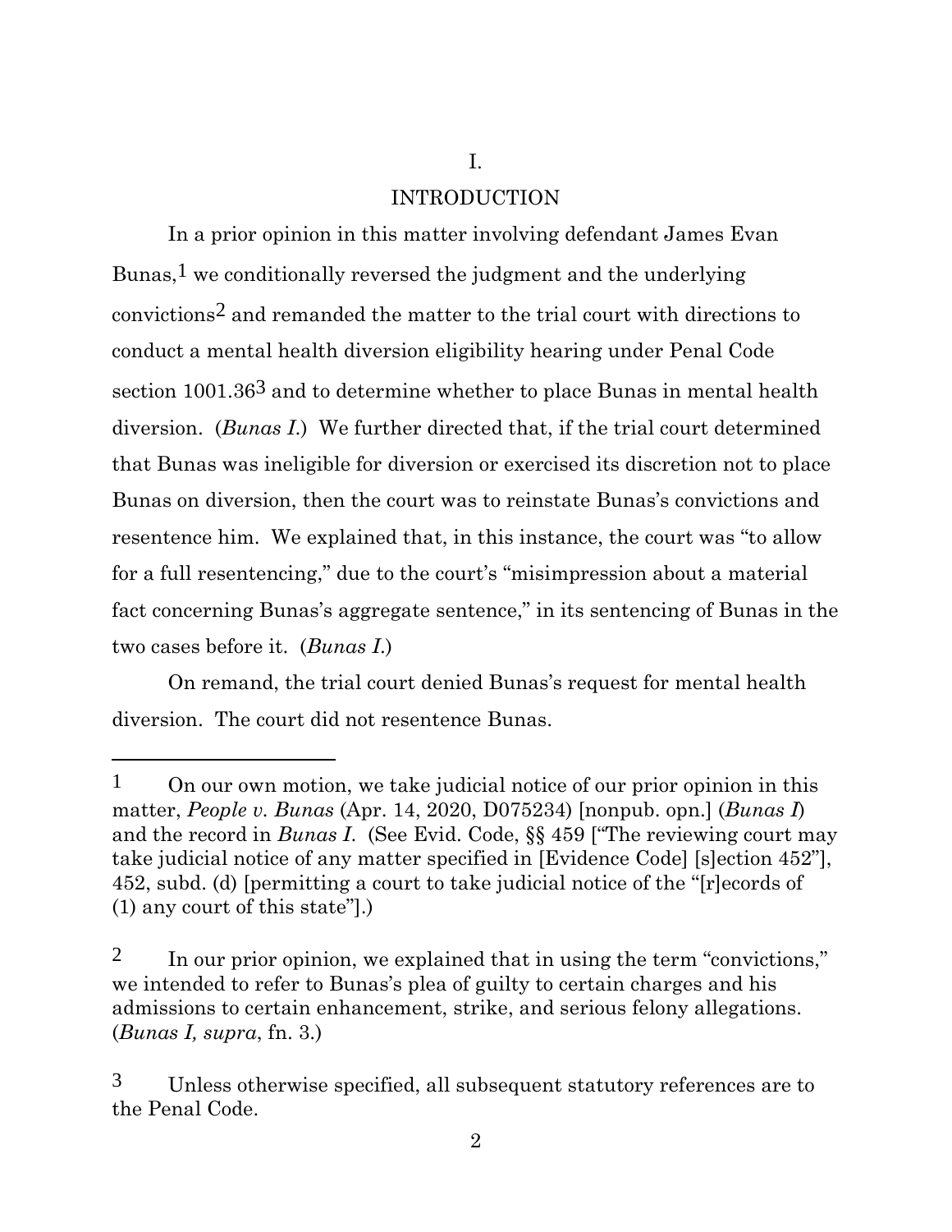# I.

# INTRODUCTION

In a prior opinion in this matter involving defendant James Evan Bunas,[1] we conditionally reversed the judgment and the underlying convictions[2] and remanded the matter to the trial court with directions to conduct a mental health diversion eligibility hearing under Penal Code section 1001.36[3] and to determine whether to place Bunas in mental health diversion. (*Bunas I*.) We further directed that, if the trial court determined that Bunas was ineligible for diversion or exercised its discretion not to place Bunas on diversion, then the court was to reinstate Bunas's convictions and resentence him. We explained that, in this instance, the court was "to allow for a full resentencing," due to the court's "misimpression about a material fact concerning Bunas's aggregate sentence," in its sentencing of Bunas in the two cases before it. (*Bunas I*.)

On remand, the trial court denied Bunas's request for mental health diversion. The court did not resentence Bunas.

---

1 On our own motion, we take judicial notice of our prior opinion in this matter, *People v. Bunas* (Apr. 14, 2020, D075234) [nonpub. opn.] (*Bunas I*) and the record in *Bunas I*. (See Evid. Code, §§ 459 ["The reviewing court may take judicial notice of any matter specified in [Evidence Code] [s]ection 452"], 452, subd. (d) [permitting a court to take judicial notice of the "[r]ecords of (1) any court of this state"].)

2 In our prior opinion, we explained that in using the term "convictions," we intended to refer to Bunas's plea of guilty to certain charges and his admissions to certain enhancement, strike, and serious felony allegations. (*Bunas I, supra*, fn. 3.)

3 Unless otherwise specified, all subsequent statutory references are to the Penal Code.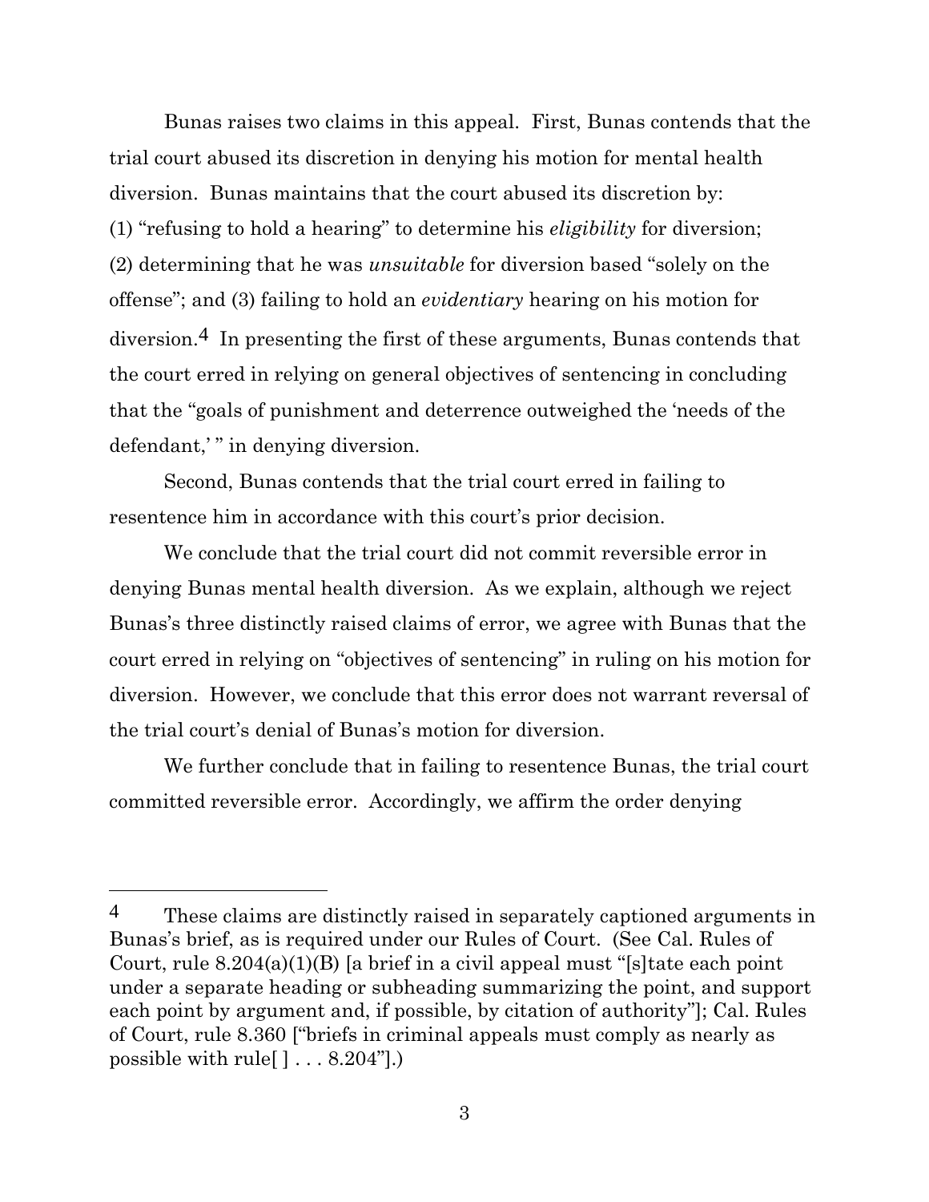Bunas raises two claims in this appeal. First, Bunas contends that the trial court abused its discretion in denying his motion for mental health diversion. Bunas maintains that the court abused its discretion by: (1) "refusing to hold a hearing" to determine his *eligibility* for diversion; (2) determining that he was *unsuitable* for diversion based "solely on the offense"; and (3) failing to hold an *evidentiary* hearing on his motion for diversion.[4] In presenting the first of these arguments, Bunas contends that the court erred in relying on general objectives of sentencing in concluding that the "goals of punishment and deterrence outweighed the 'needs of the defendant,' " in denying diversion.

Second, Bunas contends that the trial court erred in failing to resentence him in accordance with this court's prior decision.

We conclude that the trial court did not commit reversible error in denying Bunas mental health diversion. As we explain, although we reject Bunas's three distinctly raised claims of error, we agree with Bunas that the court erred in relying on "objectives of sentencing" in ruling on his motion for diversion. However, we conclude that this error does not warrant reversal of the trial court's denial of Bunas's motion for diversion.

We further conclude that in failing to resentence Bunas, the trial court committed reversible error. Accordingly, we affirm the order denying

---

[4] These claims are distinctly raised in separately captioned arguments in Bunas's brief, as is required under our Rules of Court. (See Cal. Rules of Court, rule 8.204(a)(1)(B) [a brief in a civil appeal must "[s]tate each point under a separate heading or subheading summarizing the point, and support each point by argument and, if possible, by citation of authority"]; Cal. Rules of Court, rule 8.360 ["briefs in criminal appeals must comply as nearly as possible with rule[ ] . . . 8.204"].)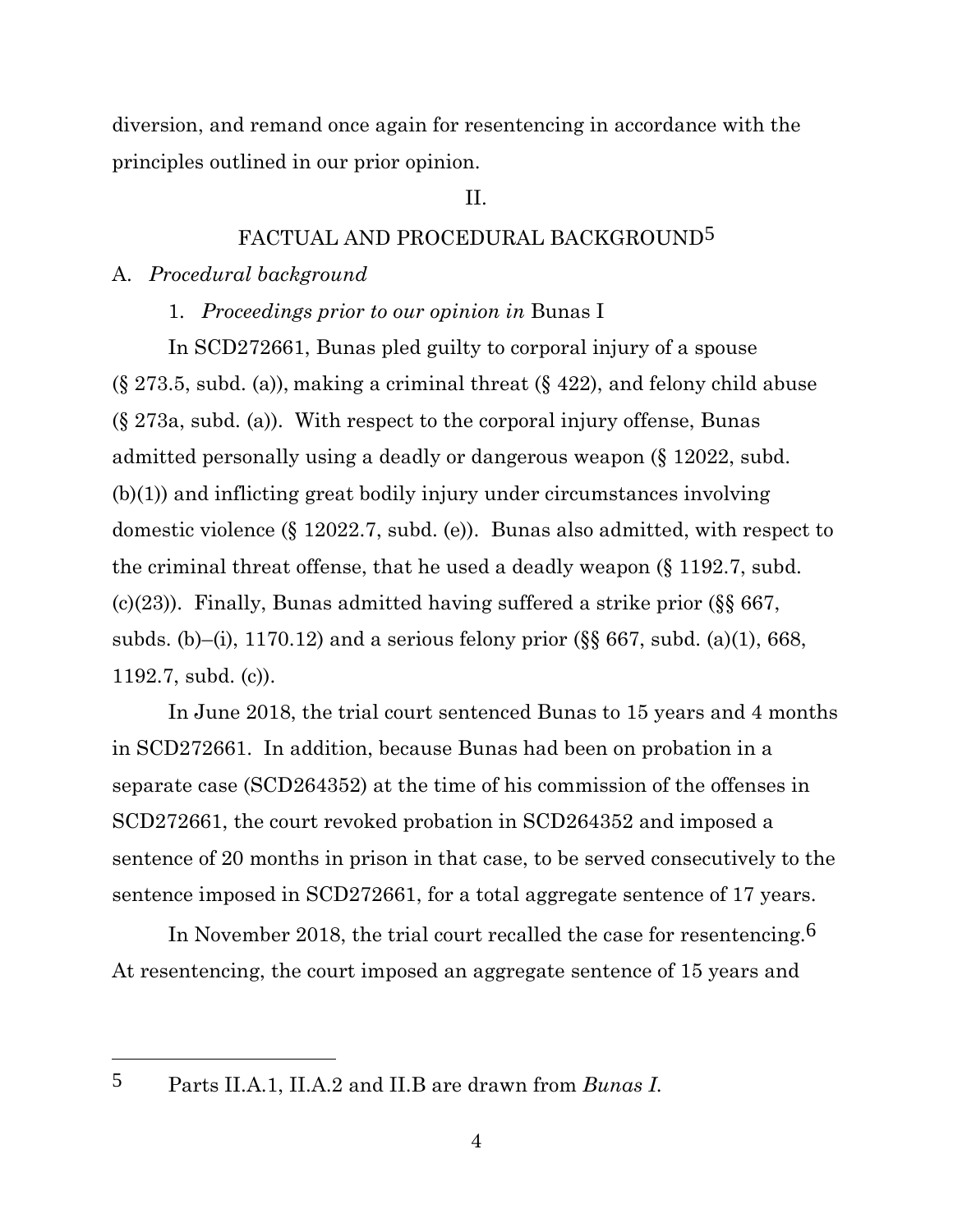diversion, and remand once again for resentencing in accordance with the principles outlined in our prior opinion.

## II.

## FACTUAL AND PROCEDURAL BACKGROUND[5]

### A. *Procedural background*

#### 1. *Proceedings prior to our opinion in* Bunas I

In SCD272661, Bunas pled guilty to corporal injury of a spouse (§ 273.5, subd. (a)), making a criminal threat (§ 422), and felony child abuse (§ 273a, subd. (a)). With respect to the corporal injury offense, Bunas admitted personally using a deadly or dangerous weapon (§ 12022, subd. (b)(1)) and inflicting great bodily injury under circumstances involving domestic violence (§ 12022.7, subd. (e)). Bunas also admitted, with respect to the criminal threat offense, that he used a deadly weapon (§ 1192.7, subd. (c)(23)). Finally, Bunas admitted having suffered a strike prior (§§ 667, subds. (b)–(i), 1170.12) and a serious felony prior (§§ 667, subd. (a)(1), 668, 1192.7, subd. (c)).

In June 2018, the trial court sentenced Bunas to 15 years and 4 months in SCD272661. In addition, because Bunas had been on probation in a separate case (SCD264352) at the time of his commission of the offenses in SCD272661, the court revoked probation in SCD264352 and imposed a sentence of 20 months in prison in that case, to be served consecutively to the sentence imposed in SCD272661, for a total aggregate sentence of 17 years.

In November 2018, the trial court recalled the case for resentencing.[6] At resentencing, the court imposed an aggregate sentence of 15 years and

---

[5] Parts II.A.1, II.A.2 and II.B are drawn from *Bunas I*.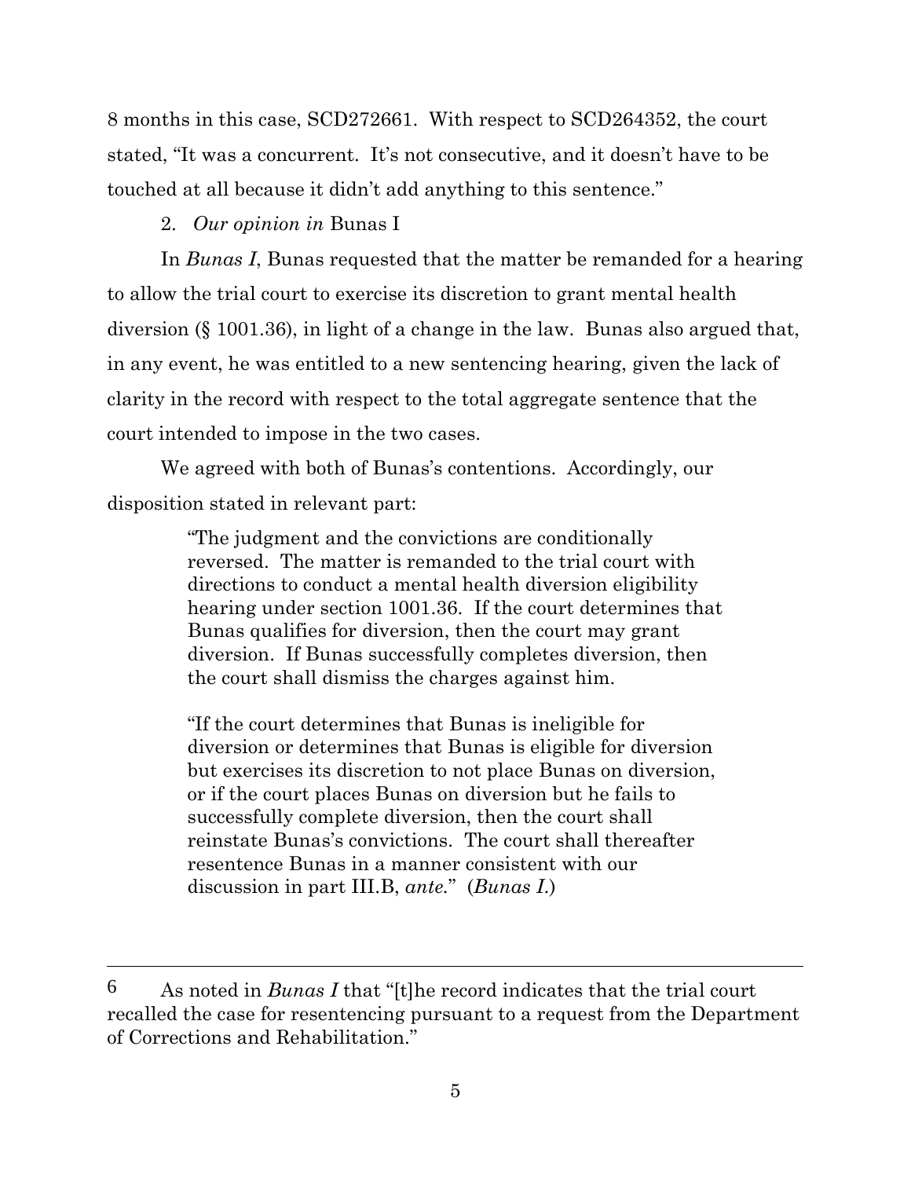8 months in this case, SCD272661. With respect to SCD264352, the court stated, "It was a concurrent. It's not consecutive, and it doesn't have to be touched at all because it didn't add anything to this sentence."

2. *Our opinion in* Bunas I

In *Bunas I*, Bunas requested that the matter be remanded for a hearing to allow the trial court to exercise its discretion to grant mental health diversion (§ 1001.36), in light of a change in the law. Bunas also argued that, in any event, he was entitled to a new sentencing hearing, given the lack of clarity in the record with respect to the total aggregate sentence that the court intended to impose in the two cases.

We agreed with both of Bunas's contentions. Accordingly, our disposition stated in relevant part:

> "The judgment and the convictions are conditionally reversed. The matter is remanded to the trial court with directions to conduct a mental health diversion eligibility hearing under section 1001.36. If the court determines that Bunas qualifies for diversion, then the court may grant diversion. If Bunas successfully completes diversion, then the court shall dismiss the charges against him.
>
> "If the court determines that Bunas is ineligible for diversion or determines that Bunas is eligible for diversion but exercises its discretion to not place Bunas on diversion, or if the court places Bunas on diversion but he fails to successfully complete diversion, then the court shall reinstate Bunas's convictions. The court shall thereafter resentence Bunas in a manner consistent with our discussion in part III.B, *ante*." (*Bunas I*.)

---

6 As noted in *Bunas I* that "[t]he record indicates that the trial court recalled the case for resentencing pursuant to a request from the Department of Corrections and Rehabilitation."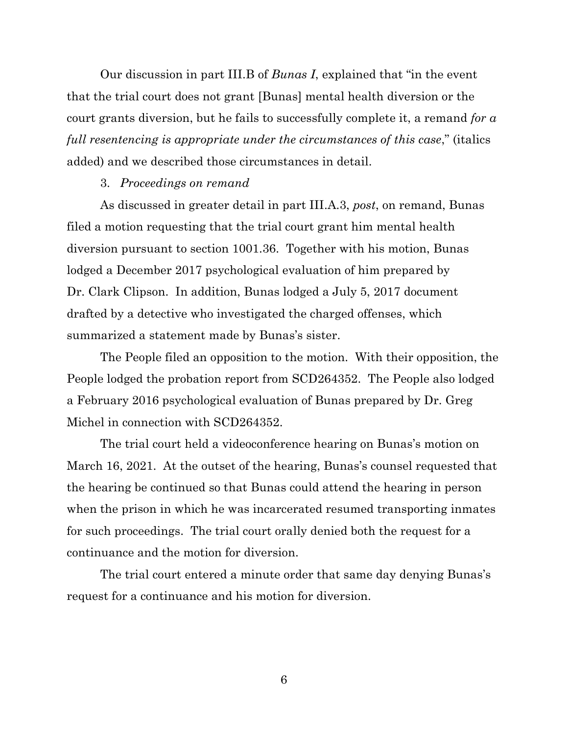Our discussion in part III.B of *Bunas I*, explained that "in the event that the trial court does not grant [Bunas] mental health diversion or the court grants diversion, but he fails to successfully complete it, a remand *for a full resentencing is appropriate under the circumstances of this case*," (italics added) and we described those circumstances in detail.

3. *Proceedings on remand*

As discussed in greater detail in part III.A.3, *post*, on remand, Bunas filed a motion requesting that the trial court grant him mental health diversion pursuant to section 1001.36. Together with his motion, Bunas lodged a December 2017 psychological evaluation of him prepared by Dr. Clark Clipson. In addition, Bunas lodged a July 5, 2017 document drafted by a detective who investigated the charged offenses, which summarized a statement made by Bunas's sister.

The People filed an opposition to the motion. With their opposition, the People lodged the probation report from SCD264352. The People also lodged a February 2016 psychological evaluation of Bunas prepared by Dr. Greg Michel in connection with SCD264352.

The trial court held a videoconference hearing on Bunas's motion on March 16, 2021. At the outset of the hearing, Bunas's counsel requested that the hearing be continued so that Bunas could attend the hearing in person when the prison in which he was incarcerated resumed transporting inmates for such proceedings. The trial court orally denied both the request for a continuance and the motion for diversion.

The trial court entered a minute order that same day denying Bunas's request for a continuance and his motion for diversion.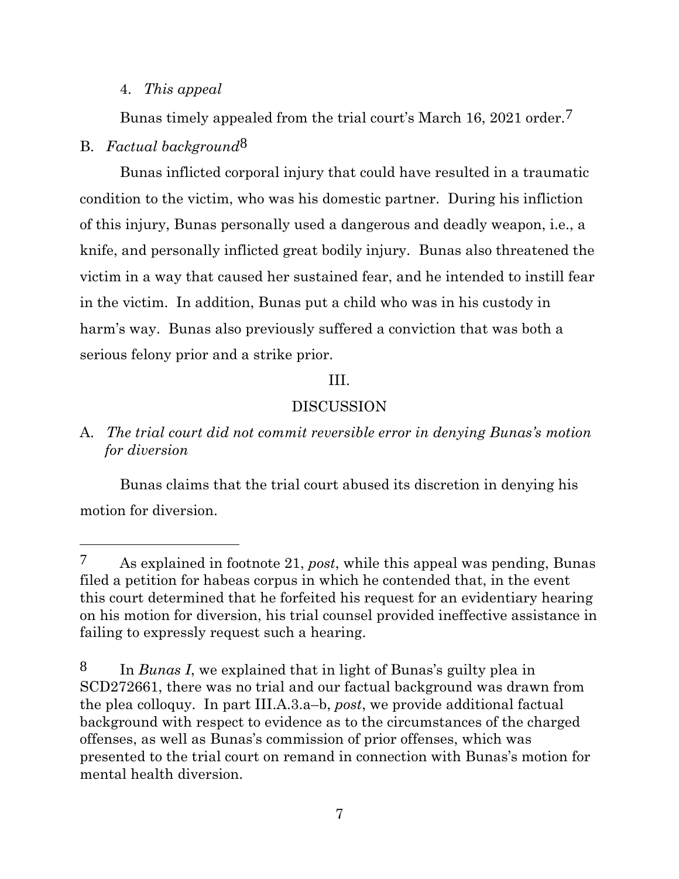4. *This appeal*

Bunas timely appealed from the trial court's March 16, 2021 order.[7]

B. *Factual background*[8]

Bunas inflicted corporal injury that could have resulted in a traumatic condition to the victim, who was his domestic partner. During his infliction of this injury, Bunas personally used a dangerous and deadly weapon, i.e., a knife, and personally inflicted great bodily injury. Bunas also threatened the victim in a way that caused her sustained fear, and he intended to instill fear in the victim. In addition, Bunas put a child who was in his custody in harm's way. Bunas also previously suffered a conviction that was both a serious felony prior and a strike prior.

III.

DISCUSSION

A. *The trial court did not commit reversible error in denying Bunas's motion for diversion*

Bunas claims that the trial court abused its discretion in denying his motion for diversion.

---

[7] As explained in footnote 21, *post*, while this appeal was pending, Bunas filed a petition for habeas corpus in which he contended that, in the event this court determined that he forfeited his request for an evidentiary hearing on his motion for diversion, his trial counsel provided ineffective assistance in failing to expressly request such a hearing.

[8] In *Bunas I*, we explained that in light of Bunas's guilty plea in SCD272661, there was no trial and our factual background was drawn from the plea colloquy. In part III.A.3.a–b, *post*, we provide additional factual background with respect to evidence as to the circumstances of the charged offenses, as well as Bunas's commission of prior offenses, which was presented to the trial court on remand in connection with Bunas's motion for mental health diversion.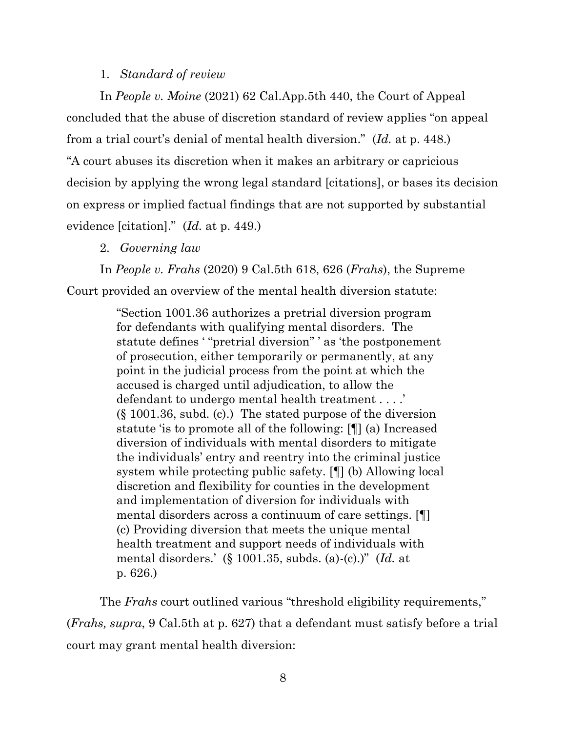1. *Standard of review*

In *People v. Moine* (2021) 62 Cal.App.5th 440, the Court of Appeal concluded that the abuse of discretion standard of review applies "on appeal from a trial court's denial of mental health diversion." (*Id.* at p. 448.) "A court abuses its discretion when it makes an arbitrary or capricious decision by applying the wrong legal standard [citations], or bases its decision on express or implied factual findings that are not supported by substantial evidence [citation]." (*Id.* at p. 449.)

2. *Governing law*

In *People v. Frahs* (2020) 9 Cal.5th 618, 626 (*Frahs*), the Supreme Court provided an overview of the mental health diversion statute:

> "Section 1001.36 authorizes a pretrial diversion program for defendants with qualifying mental disorders. The statute defines ' "pretrial diversion" ' as 'the postponement of prosecution, either temporarily or permanently, at any point in the judicial process from the point at which the accused is charged until adjudication, to allow the defendant to undergo mental health treatment . . . .' (§ 1001.36, subd. (c).) The stated purpose of the diversion statute 'is to promote all of the following: [¶] (a) Increased diversion of individuals with mental disorders to mitigate the individuals' entry and reentry into the criminal justice system while protecting public safety. [¶] (b) Allowing local discretion and flexibility for counties in the development and implementation of diversion for individuals with mental disorders across a continuum of care settings. [¶] (c) Providing diversion that meets the unique mental health treatment and support needs of individuals with mental disorders.' (§ 1001.35, subds. (a)-(c).)" (*Id.* at p. 626.)

The *Frahs* court outlined various "threshold eligibility requirements," (*Frahs, supra*, 9 Cal.5th at p. 627) that a defendant must satisfy before a trial court may grant mental health diversion: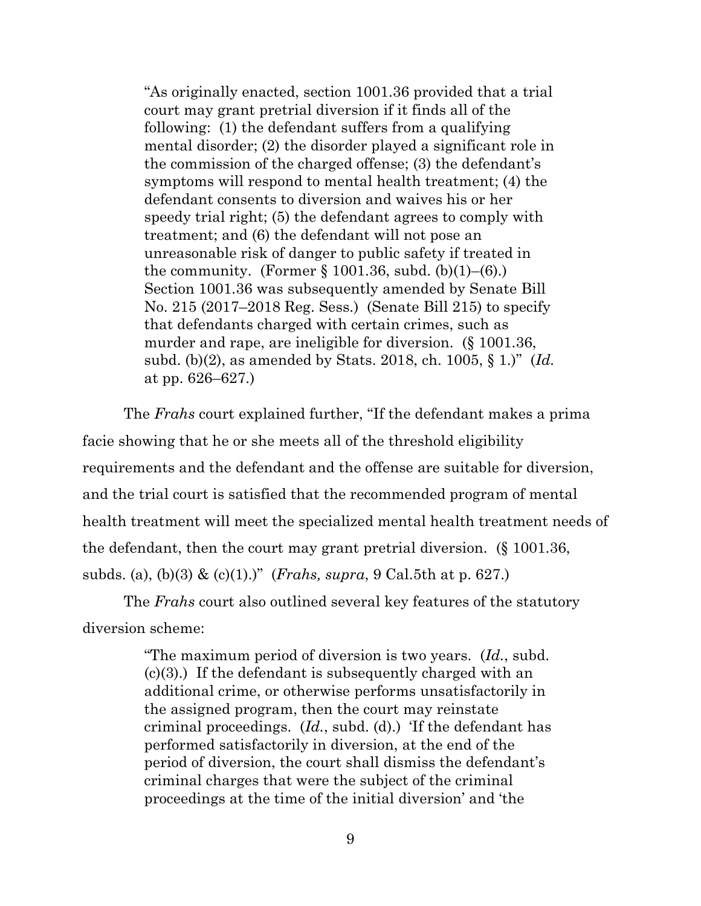> "As originally enacted, section 1001.36 provided that a trial court may grant pretrial diversion if it finds all of the following: (1) the defendant suffers from a qualifying mental disorder; (2) the disorder played a significant role in the commission of the charged offense; (3) the defendant's symptoms will respond to mental health treatment; (4) the defendant consents to diversion and waives his or her speedy trial right; (5) the defendant agrees to comply with treatment; and (6) the defendant will not pose an unreasonable risk of danger to public safety if treated in the community. (Former § 1001.36, subd. (b)(1)–(6).) Section 1001.36 was subsequently amended by Senate Bill No. 215 (2017–2018 Reg. Sess.) (Senate Bill 215) to specify that defendants charged with certain crimes, such as murder and rape, are ineligible for diversion. (§ 1001.36, subd. (b)(2), as amended by Stats. 2018, ch. 1005, § 1.)" (*Id.* at pp. 626–627.)

The *Frahs* court explained further, "If the defendant makes a prima facie showing that he or she meets all of the threshold eligibility requirements and the defendant and the offense are suitable for diversion, and the trial court is satisfied that the recommended program of mental health treatment will meet the specialized mental health treatment needs of the defendant, then the court may grant pretrial diversion. (§ 1001.36, subds. (a), (b)(3) & (c)(1).)" (*Frahs, supra*, 9 Cal.5th at p. 627.)

The *Frahs* court also outlined several key features of the statutory diversion scheme:

> "The maximum period of diversion is two years. (*Id.*, subd. (c)(3).) If the defendant is subsequently charged with an additional crime, or otherwise performs unsatisfactorily in the assigned program, then the court may reinstate criminal proceedings. (*Id.*, subd. (d).) 'If the defendant has performed satisfactorily in diversion, at the end of the period of diversion, the court shall dismiss the defendant's criminal charges that were the subject of the criminal proceedings at the time of the initial diversion' and 'the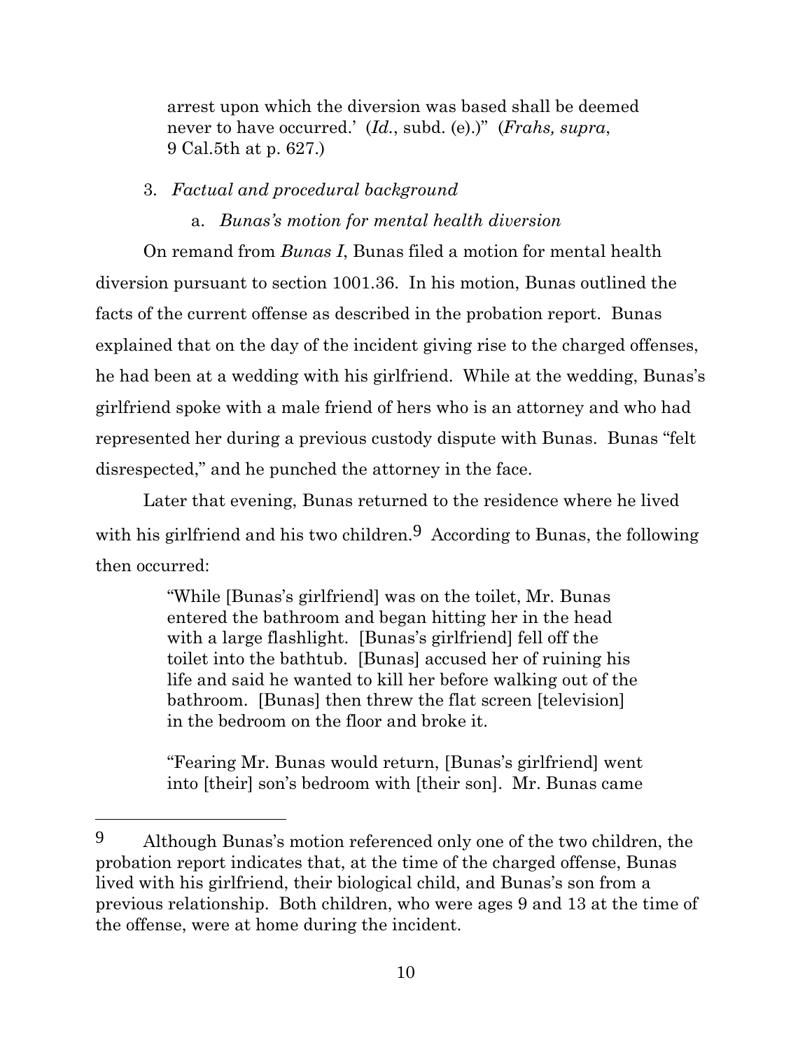> arrest upon which the diversion was based shall be deemed never to have occurred.' (*Id.*, subd. (e).)" (*Frahs, supra*, 9 Cal.5th at p. 627.)

3. *Factual and procedural background*

a. *Bunas's motion for mental health diversion*

On remand from *Bunas I*, Bunas filed a motion for mental health diversion pursuant to section 1001.36. In his motion, Bunas outlined the facts of the current offense as described in the probation report. Bunas explained that on the day of the incident giving rise to the charged offenses, he had been at a wedding with his girlfriend. While at the wedding, Bunas's girlfriend spoke with a male friend of hers who is an attorney and who had represented her during a previous custody dispute with Bunas. Bunas "felt disrespected," and he punched the attorney in the face.

Later that evening, Bunas returned to the residence where he lived with his girlfriend and his two children.[9] According to Bunas, the following then occurred:

> "While [Bunas's girlfriend] was on the toilet, Mr. Bunas entered the bathroom and began hitting her in the head with a large flashlight. [Bunas's girlfriend] fell off the toilet into the bathtub. [Bunas] accused her of ruining his life and said he wanted to kill her before walking out of the bathroom. [Bunas] then threw the flat screen [television] in the bedroom on the floor and broke it.
>
> "Fearing Mr. Bunas would return, [Bunas's girlfriend] went into [their] son's bedroom with [their son]. Mr. Bunas came

---

[9] Although Bunas's motion referenced only one of the two children, the probation report indicates that, at the time of the charged offense, Bunas lived with his girlfriend, their biological child, and Bunas's son from a previous relationship. Both children, who were ages 9 and 13 at the time of the offense, were at home during the incident.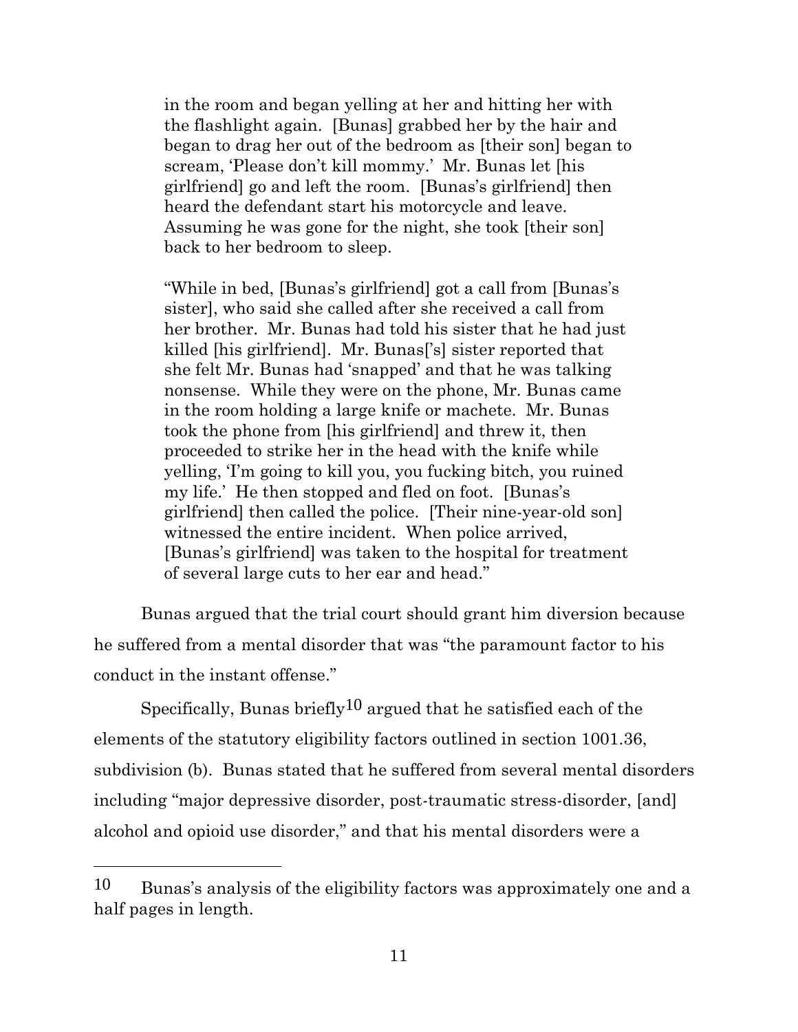> in the room and began yelling at her and hitting her with the flashlight again. [Bunas] grabbed her by the hair and began to drag her out of the bedroom as [their son] began to scream, 'Please don't kill mommy.' Mr. Bunas let [his girlfriend] go and left the room. [Bunas's girlfriend] then heard the defendant start his motorcycle and leave. Assuming he was gone for the night, she took [their son] back to her bedroom to sleep.
>
> "While in bed, [Bunas's girlfriend] got a call from [Bunas's sister], who said she called after she received a call from her brother. Mr. Bunas had told his sister that he had just killed [his girlfriend]. Mr. Bunas['s] sister reported that she felt Mr. Bunas had 'snapped' and that he was talking nonsense. While they were on the phone, Mr. Bunas came in the room holding a large knife or machete. Mr. Bunas took the phone from [his girlfriend] and threw it, then proceeded to strike her in the head with the knife while yelling, 'I'm going to kill you, you fucking bitch, you ruined my life.' He then stopped and fled on foot. [Bunas's girlfriend] then called the police. [Their nine-year-old son] witnessed the entire incident. When police arrived, [Bunas's girlfriend] was taken to the hospital for treatment of several large cuts to her ear and head."

Bunas argued that the trial court should grant him diversion because he suffered from a mental disorder that was "the paramount factor to his conduct in the instant offense."

Specifically, Bunas briefly[10] argued that he satisfied each of the elements of the statutory eligibility factors outlined in section 1001.36, subdivision (b). Bunas stated that he suffered from several mental disorders including "major depressive disorder, post-traumatic stress-disorder, [and] alcohol and opioid use disorder," and that his mental disorders were a

---

[10] Bunas's analysis of the eligibility factors was approximately one and a half pages in length.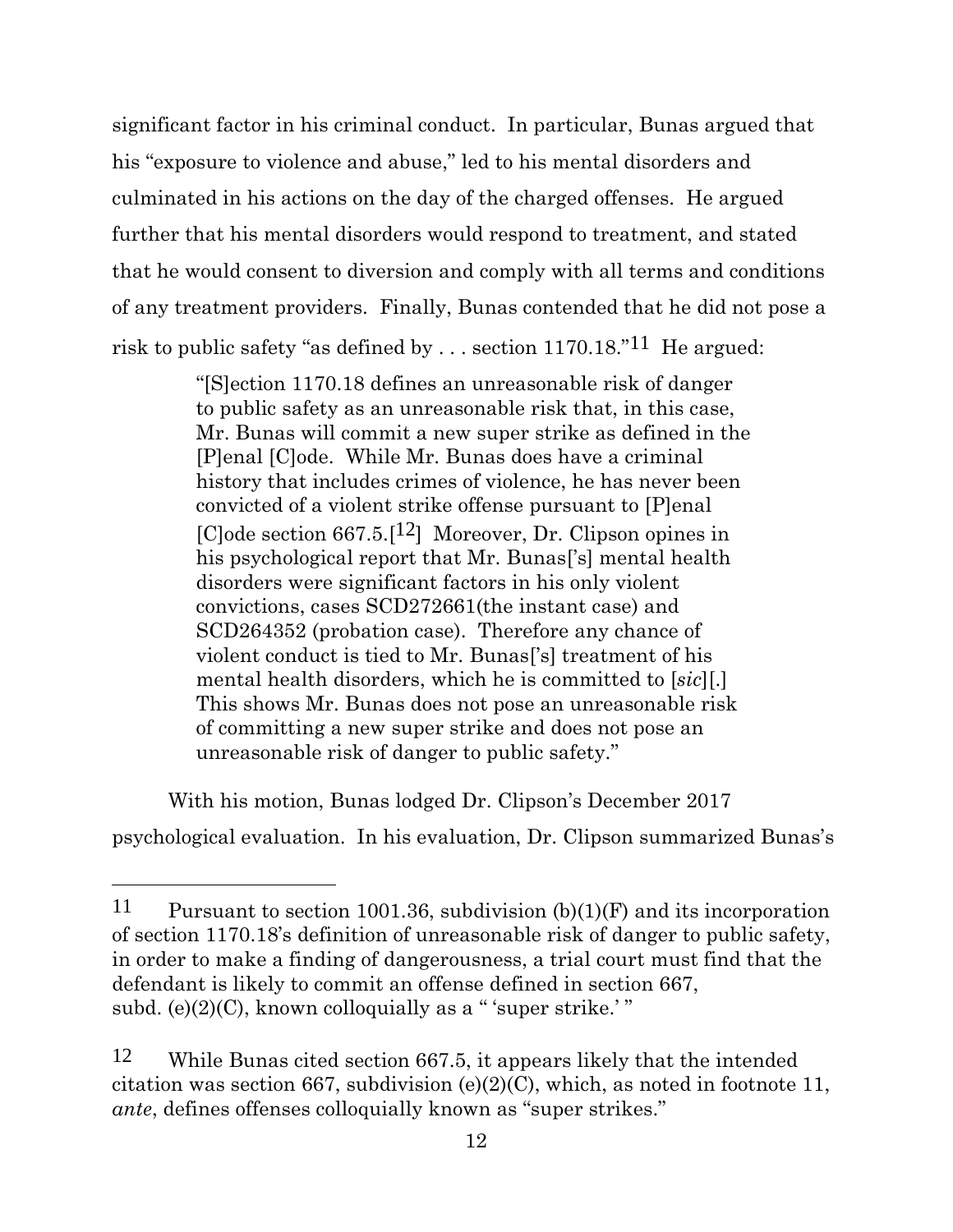significant factor in his criminal conduct. In particular, Bunas argued that his "exposure to violence and abuse," led to his mental disorders and culminated in his actions on the day of the charged offenses. He argued further that his mental disorders would respond to treatment, and stated that he would consent to diversion and comply with all terms and conditions of any treatment providers. Finally, Bunas contended that he did not pose a risk to public safety "as defined by . . . section 1170.18."[11] He argued:

> "[S]ection 1170.18 defines an unreasonable risk of danger to public safety as an unreasonable risk that, in this case, Mr. Bunas will commit a new super strike as defined in the [P]enal [C]ode. While Mr. Bunas does have a criminal history that includes crimes of violence, he has never been convicted of a violent strike offense pursuant to [P]enal [C]ode section 667.5.[12] Moreover, Dr. Clipson opines in his psychological report that Mr. Bunas['s] mental health disorders were significant factors in his only violent convictions, cases SCD272661(the instant case) and SCD264352 (probation case). Therefore any chance of violent conduct is tied to Mr. Bunas['s] treatment of his mental health disorders, which he is committed to [*sic*][.] This shows Mr. Bunas does not pose an unreasonable risk of committing a new super strike and does not pose an unreasonable risk of danger to public safety."

With his motion, Bunas lodged Dr. Clipson's December 2017 psychological evaluation. In his evaluation, Dr. Clipson summarized Bunas's

---

[11] Pursuant to section 1001.36, subdivision (b)(1)(F) and its incorporation of section 1170.18's definition of unreasonable risk of danger to public safety, in order to make a finding of dangerousness, a trial court must find that the defendant is likely to commit an offense defined in section 667, subd. (e)(2)(C), known colloquially as a " 'super strike.' "

[12] While Bunas cited section 667.5, it appears likely that the intended citation was section 667, subdivision (e)(2)(C), which, as noted in footnote 11, *ante*, defines offenses colloquially known as "super strikes."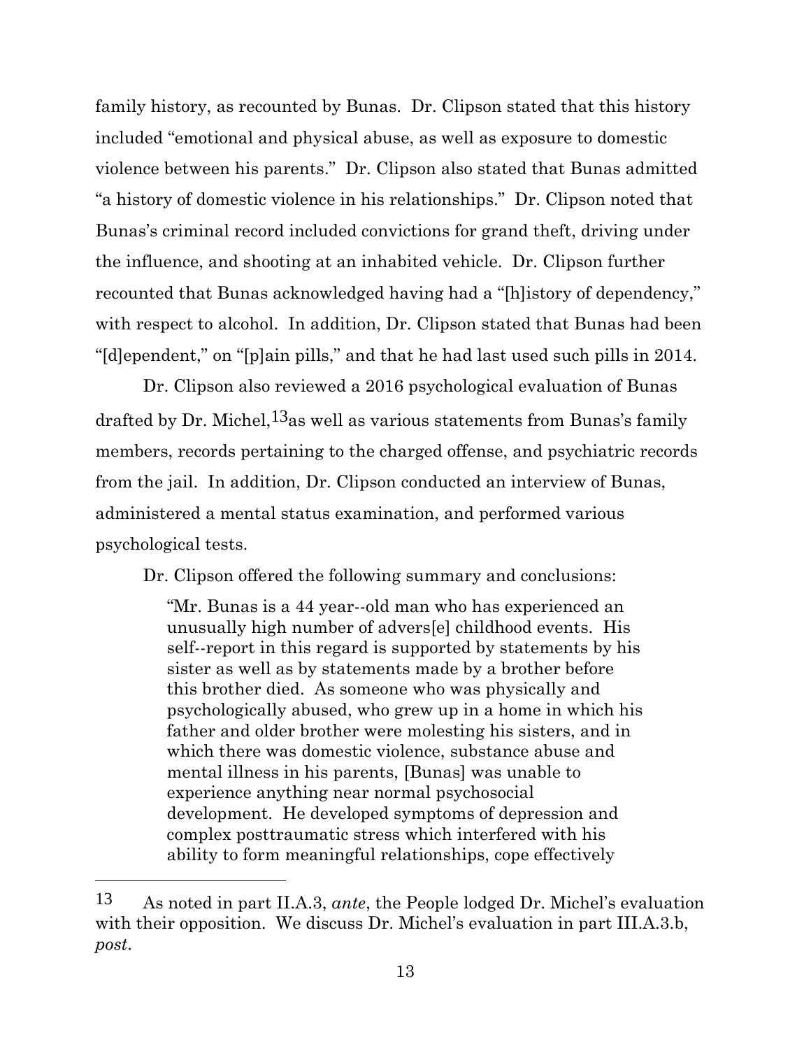family history, as recounted by Bunas. Dr. Clipson stated that this history included "emotional and physical abuse, as well as exposure to domestic violence between his parents." Dr. Clipson also stated that Bunas admitted "a history of domestic violence in his relationships." Dr. Clipson noted that Bunas's criminal record included convictions for grand theft, driving under the influence, and shooting at an inhabited vehicle. Dr. Clipson further recounted that Bunas acknowledged having had a "[h]istory of dependency," with respect to alcohol. In addition, Dr. Clipson stated that Bunas had been "[d]ependent," on "[p]ain pills," and that he had last used such pills in 2014.

Dr. Clipson also reviewed a 2016 psychological evaluation of Bunas drafted by Dr. Michel,[13] as well as various statements from Bunas's family members, records pertaining to the charged offense, and psychiatric records from the jail. In addition, Dr. Clipson conducted an interview of Bunas, administered a mental status examination, and performed various psychological tests.

Dr. Clipson offered the following summary and conclusions:

> "Mr. Bunas is a 44 year--old man who has experienced an unusually high number of advers[e] childhood events. His self--report in this regard is supported by statements by his sister as well as by statements made by a brother before this brother died. As someone who was physically and psychologically abused, who grew up in a home in which his father and older brother were molesting his sisters, and in which there was domestic violence, substance abuse and mental illness in his parents, [Bunas] was unable to experience anything near normal psychosocial development. He developed symptoms of depression and complex posttraumatic stress which interfered with his ability to form meaningful relationships, cope effectively

---

13 As noted in part II.A.3, *ante*, the People lodged Dr. Michel's evaluation with their opposition. We discuss Dr. Michel's evaluation in part III.A.3.b, *post*.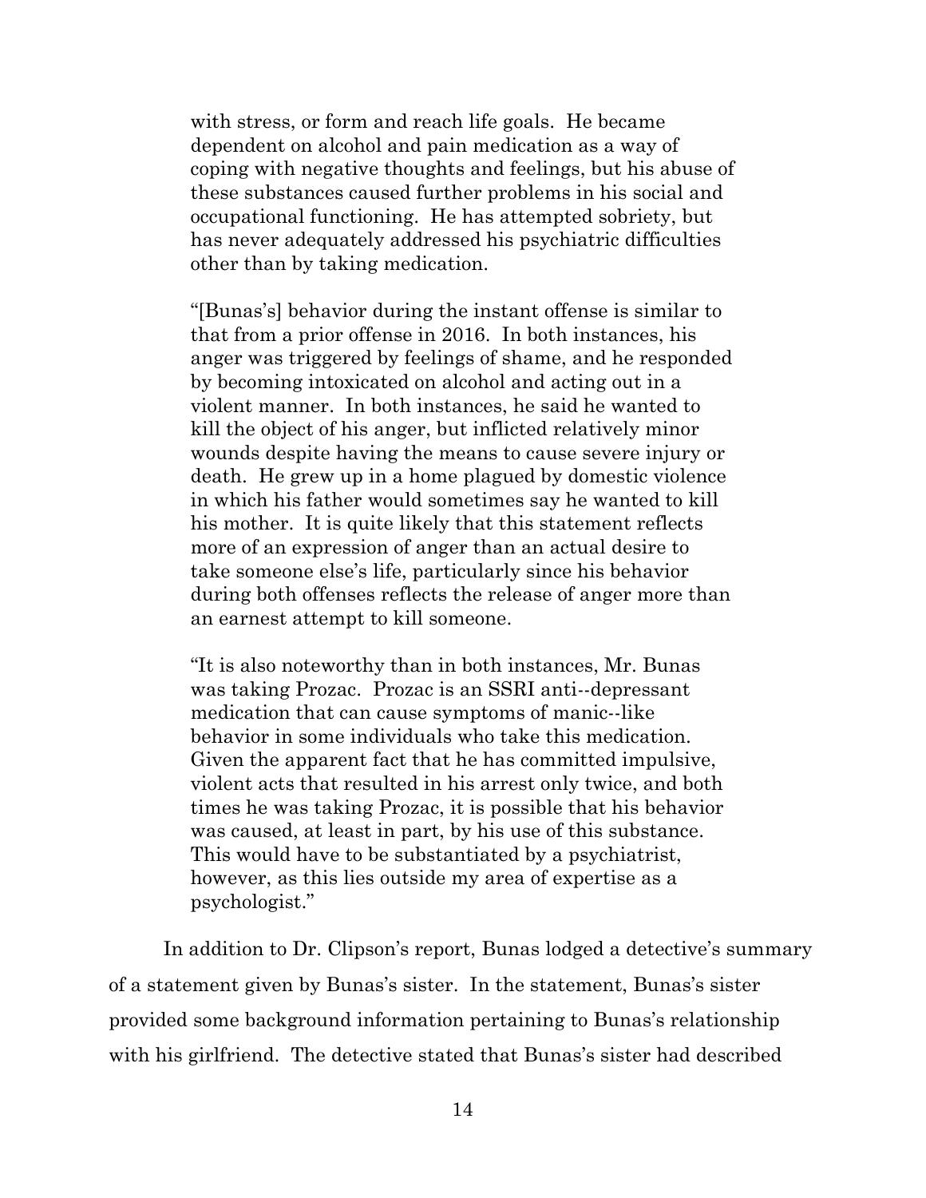with stress, or form and reach life goals. He became dependent on alcohol and pain medication as a way of coping with negative thoughts and feelings, but his abuse of these substances caused further problems in his social and occupational functioning. He has attempted sobriety, but has never adequately addressed his psychiatric difficulties other than by taking medication.

"[Bunas's] behavior during the instant offense is similar to that from a prior offense in 2016. In both instances, his anger was triggered by feelings of shame, and he responded by becoming intoxicated on alcohol and acting out in a violent manner. In both instances, he said he wanted to kill the object of his anger, but inflicted relatively minor wounds despite having the means to cause severe injury or death. He grew up in a home plagued by domestic violence in which his father would sometimes say he wanted to kill his mother. It is quite likely that this statement reflects more of an expression of anger than an actual desire to take someone else's life, particularly since his behavior during both offenses reflects the release of anger more than an earnest attempt to kill someone.

"It is also noteworthy than in both instances, Mr. Bunas was taking Prozac. Prozac is an SSRI anti-‑depressant medication that can cause symptoms of manic-‑like behavior in some individuals who take this medication. Given the apparent fact that he has committed impulsive, violent acts that resulted in his arrest only twice, and both times he was taking Prozac, it is possible that his behavior was caused, at least in part, by his use of this substance. This would have to be substantiated by a psychiatrist, however, as this lies outside my area of expertise as a psychologist."

In addition to Dr. Clipson's report, Bunas lodged a detective's summary of a statement given by Bunas's sister. In the statement, Bunas's sister provided some background information pertaining to Bunas's relationship with his girlfriend. The detective stated that Bunas's sister had described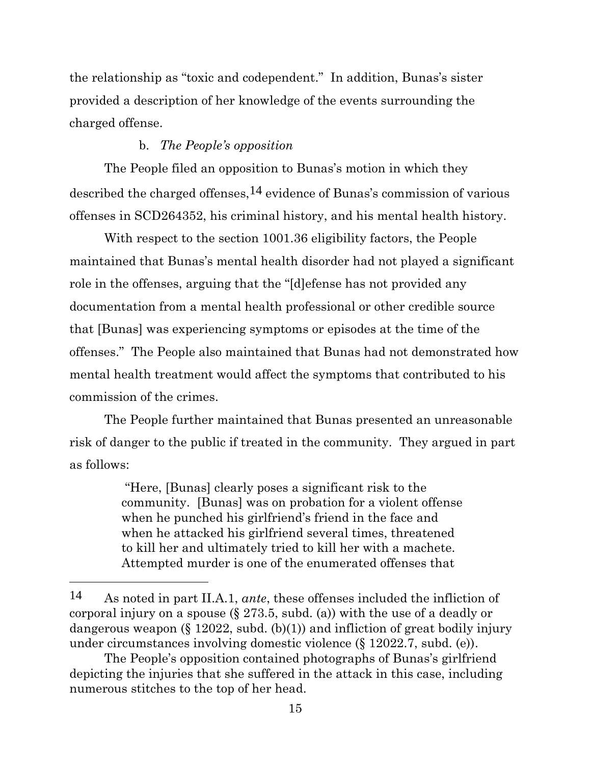the relationship as "toxic and codependent." In addition, Bunas's sister provided a description of her knowledge of the events surrounding the charged offense.

b. *The People's opposition*

The People filed an opposition to Bunas's motion in which they described the charged offenses,[14] evidence of Bunas's commission of various offenses in SCD264352, his criminal history, and his mental health history.

With respect to the section 1001.36 eligibility factors, the People maintained that Bunas's mental health disorder had not played a significant role in the offenses, arguing that the "[d]efense has not provided any documentation from a mental health professional or other credible source that [Bunas] was experiencing symptoms or episodes at the time of the offenses." The People also maintained that Bunas had not demonstrated how mental health treatment would affect the symptoms that contributed to his commission of the crimes.

The People further maintained that Bunas presented an unreasonable risk of danger to the public if treated in the community. They argued in part as follows:

> "Here, [Bunas] clearly poses a significant risk to the community. [Bunas] was on probation for a violent offense when he punched his girlfriend's friend in the face and when he attacked his girlfriend several times, threatened to kill her and ultimately tried to kill her with a machete. Attempted murder is one of the enumerated offenses that

---

[14] As noted in part II.A.1, *ante*, these offenses included the infliction of corporal injury on a spouse (§ 273.5, subd. (a)) with the use of a deadly or dangerous weapon (§ 12022, subd. (b)(1)) and infliction of great bodily injury under circumstances involving domestic violence (§ 12022.7, subd. (e)).

The People's opposition contained photographs of Bunas's girlfriend depicting the injuries that she suffered in the attack in this case, including numerous stitches to the top of her head.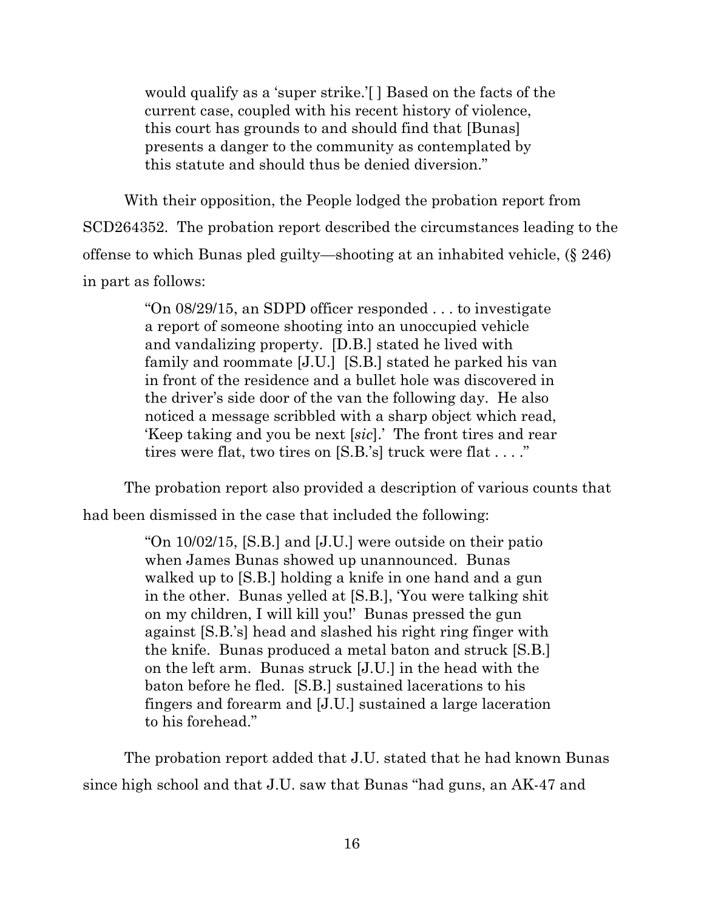> would qualify as a 'super strike.'[ ] Based on the facts of the current case, coupled with his recent history of violence, this court has grounds to and should find that [Bunas] presents a danger to the community as contemplated by this statute and should thus be denied diversion."

With their opposition, the People lodged the probation report from SCD264352. The probation report described the circumstances leading to the offense to which Bunas pled guilty—shooting at an inhabited vehicle, (§ 246) in part as follows:

> "On 08/29/15, an SDPD officer responded . . . to investigate a report of someone shooting into an unoccupied vehicle and vandalizing property. [D.B.] stated he lived with family and roommate [J.U.] [S.B.] stated he parked his van in front of the residence and a bullet hole was discovered in the driver's side door of the van the following day. He also noticed a message scribbled with a sharp object which read, 'Keep taking and you be next [*sic*].' The front tires and rear tires were flat, two tires on [S.B.'s] truck were flat . . . ."

The probation report also provided a description of various counts that had been dismissed in the case that included the following:

> "On 10/02/15, [S.B.] and [J.U.] were outside on their patio when James Bunas showed up unannounced. Bunas walked up to [S.B.] holding a knife in one hand and a gun in the other. Bunas yelled at [S.B.], 'You were talking shit on my children, I will kill you!' Bunas pressed the gun against [S.B.'s] head and slashed his right ring finger with the knife. Bunas produced a metal baton and struck [S.B.] on the left arm. Bunas struck [J.U.] in the head with the baton before he fled. [S.B.] sustained lacerations to his fingers and forearm and [J.U.] sustained a large laceration to his forehead."

The probation report added that J.U. stated that he had known Bunas since high school and that J.U. saw that Bunas "had guns, an AK-47 and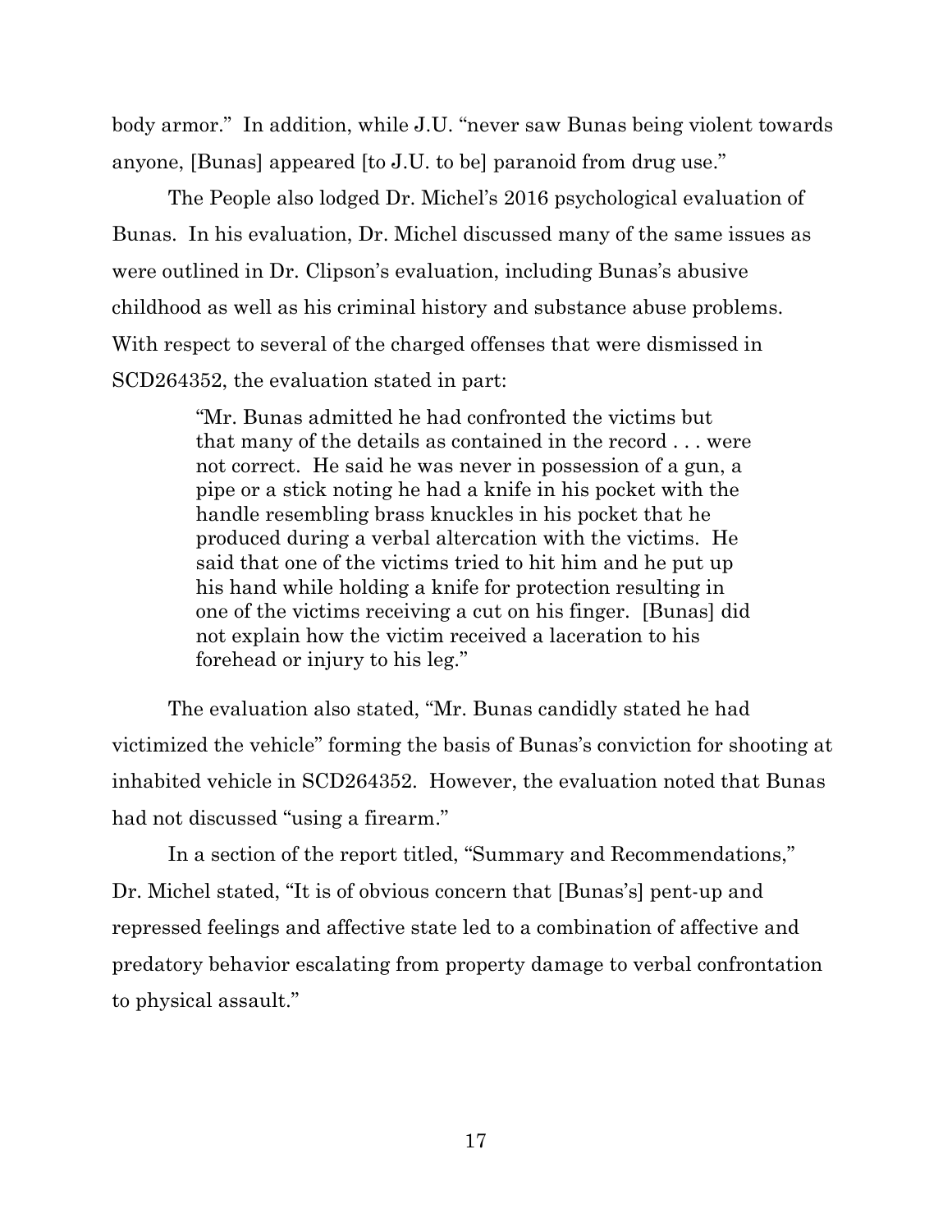body armor." In addition, while J.U. "never saw Bunas being violent towards anyone, [Bunas] appeared [to J.U. to be] paranoid from drug use."

The People also lodged Dr. Michel's 2016 psychological evaluation of Bunas. In his evaluation, Dr. Michel discussed many of the same issues as were outlined in Dr. Clipson's evaluation, including Bunas's abusive childhood as well as his criminal history and substance abuse problems. With respect to several of the charged offenses that were dismissed in SCD264352, the evaluation stated in part:

> "Mr. Bunas admitted he had confronted the victims but that many of the details as contained in the record . . . were not correct. He said he was never in possession of a gun, a pipe or a stick noting he had a knife in his pocket with the handle resembling brass knuckles in his pocket that he produced during a verbal altercation with the victims. He said that one of the victims tried to hit him and he put up his hand while holding a knife for protection resulting in one of the victims receiving a cut on his finger. [Bunas] did not explain how the victim received a laceration to his forehead or injury to his leg."

The evaluation also stated, "Mr. Bunas candidly stated he had victimized the vehicle" forming the basis of Bunas's conviction for shooting at inhabited vehicle in SCD264352. However, the evaluation noted that Bunas had not discussed "using a firearm."

In a section of the report titled, "Summary and Recommendations," Dr. Michel stated, "It is of obvious concern that [Bunas's] pent-up and repressed feelings and affective state led to a combination of affective and predatory behavior escalating from property damage to verbal confrontation to physical assault."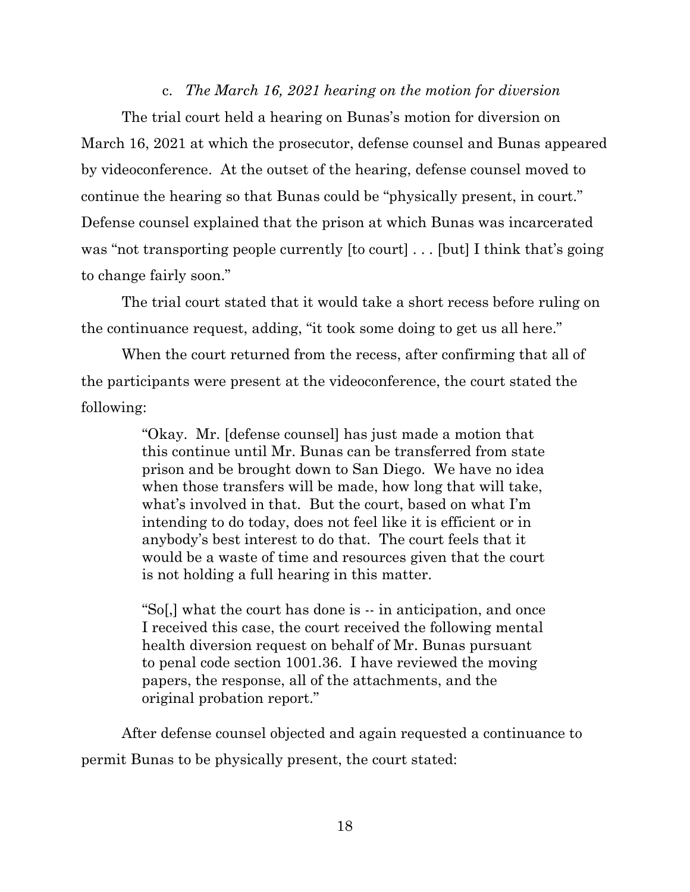c. *The March 16, 2021 hearing on the motion for diversion*

The trial court held a hearing on Bunas's motion for diversion on March 16, 2021 at which the prosecutor, defense counsel and Bunas appeared by videoconference. At the outset of the hearing, defense counsel moved to continue the hearing so that Bunas could be "physically present, in court." Defense counsel explained that the prison at which Bunas was incarcerated was "not transporting people currently [to court] . . . [but] I think that's going to change fairly soon."

The trial court stated that it would take a short recess before ruling on the continuance request, adding, "it took some doing to get us all here."

When the court returned from the recess, after confirming that all of the participants were present at the videoconference, the court stated the following:

> "Okay. Mr. [defense counsel] has just made a motion that this continue until Mr. Bunas can be transferred from state prison and be brought down to San Diego. We have no idea when those transfers will be made, how long that will take, what's involved in that. But the court, based on what I'm intending to do today, does not feel like it is efficient or in anybody's best interest to do that. The court feels that it would be a waste of time and resources given that the court is not holding a full hearing in this matter.
>
> "So[,] what the court has done is -- in anticipation, and once I received this case, the court received the following mental health diversion request on behalf of Mr. Bunas pursuant to penal code section 1001.36. I have reviewed the moving papers, the response, all of the attachments, and the original probation report."

After defense counsel objected and again requested a continuance to permit Bunas to be physically present, the court stated: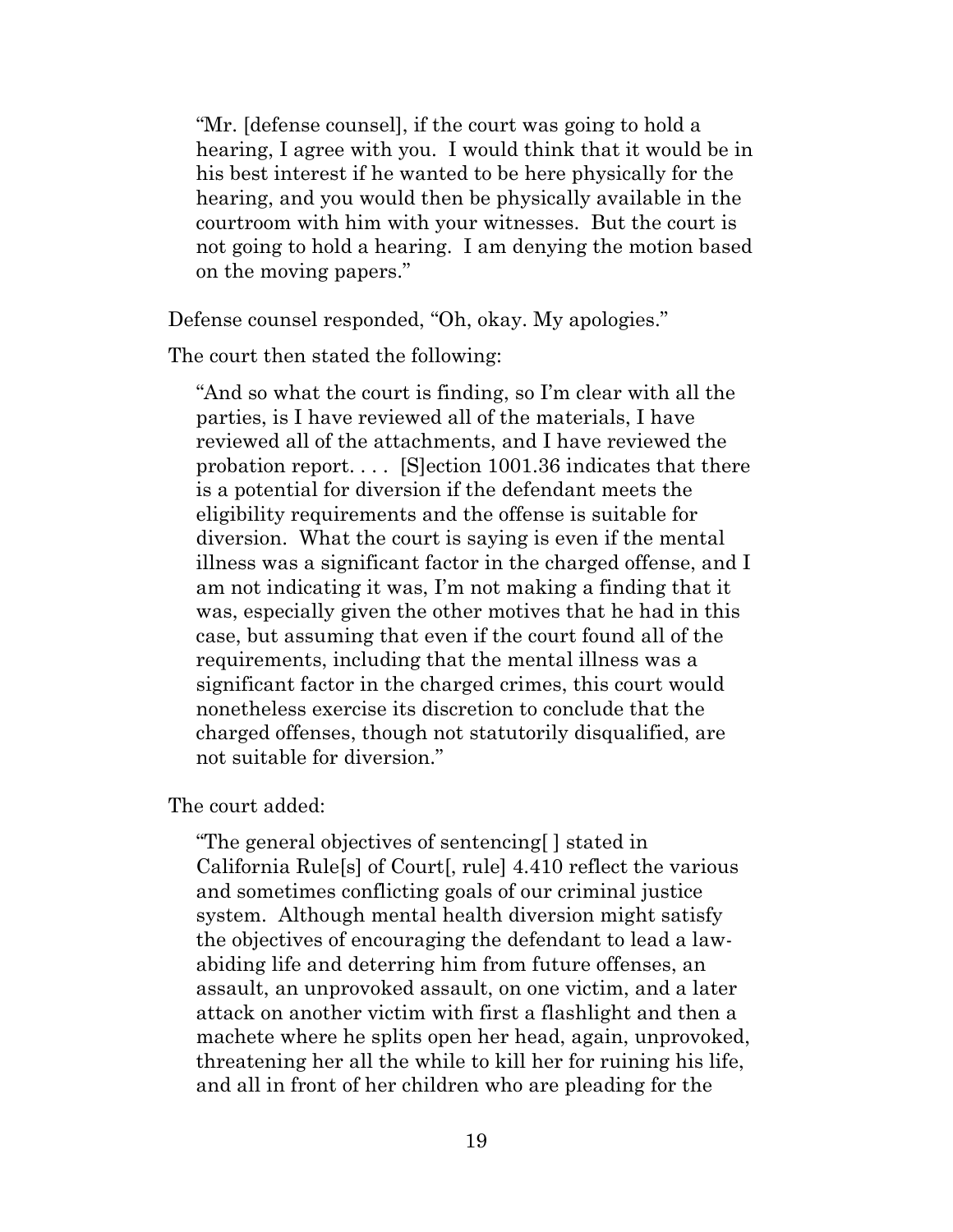> "Mr. [defense counsel], if the court was going to hold a hearing, I agree with you. I would think that it would be in his best interest if he wanted to be here physically for the hearing, and you would then be physically available in the courtroom with him with your witnesses. But the court is not going to hold a hearing. I am denying the motion based on the moving papers."

Defense counsel responded, "Oh, okay. My apologies."

The court then stated the following:

> "And so what the court is finding, so I'm clear with all the parties, is I have reviewed all of the materials, I have reviewed all of the attachments, and I have reviewed the probation report. . . . [S]ection 1001.36 indicates that there is a potential for diversion if the defendant meets the eligibility requirements and the offense is suitable for diversion. What the court is saying is even if the mental illness was a significant factor in the charged offense, and I am not indicating it was, I'm not making a finding that it was, especially given the other motives that he had in this case, but assuming that even if the court found all of the requirements, including that the mental illness was a significant factor in the charged crimes, this court would nonetheless exercise its discretion to conclude that the charged offenses, though not statutorily disqualified, are not suitable for diversion."

The court added:

> "The general objectives of sentencing[ ] stated in California Rule[s] of Court[, rule] 4.410 reflect the various and sometimes conflicting goals of our criminal justice system. Although mental health diversion might satisfy the objectives of encouraging the defendant to lead a law-abiding life and deterring him from future offenses, an assault, an unprovoked assault, on one victim, and a later attack on another victim with first a flashlight and then a machete where he splits open her head, again, unprovoked, threatening her all the while to kill her for ruining his life, and all in front of her children who are pleading for the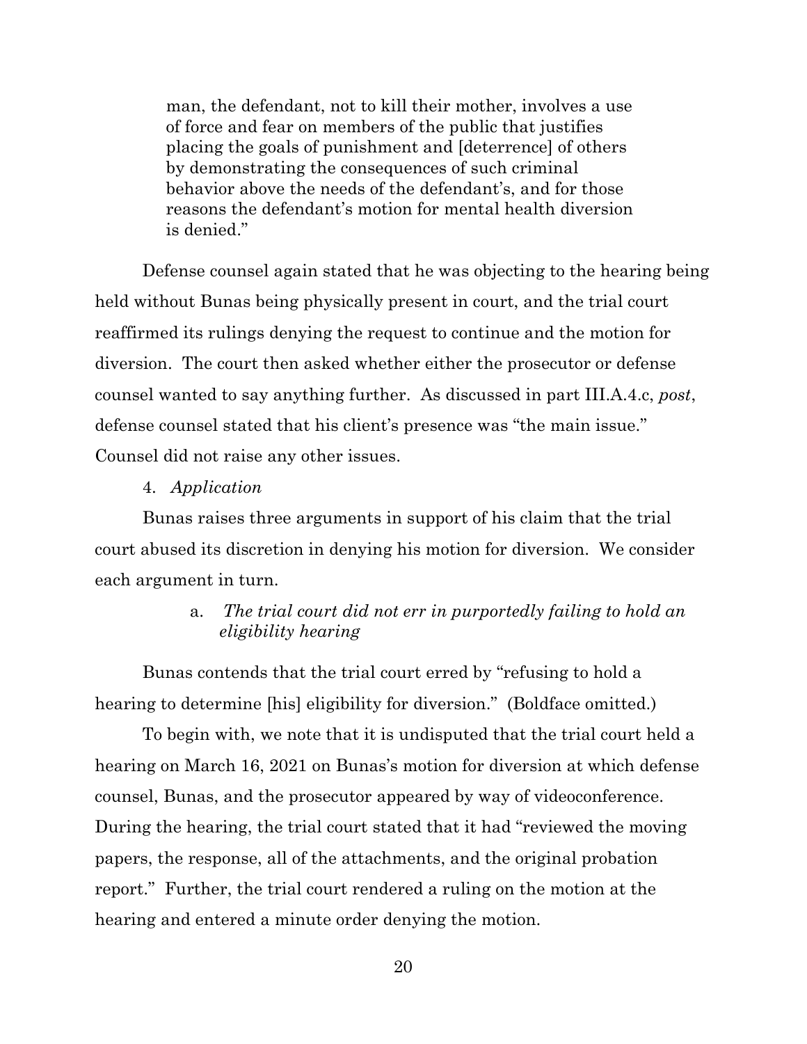> man, the defendant, not to kill their mother, involves a use of force and fear on members of the public that justifies placing the goals of punishment and [deterrence] of others by demonstrating the consequences of such criminal behavior above the needs of the defendant's, and for those reasons the defendant's motion for mental health diversion is denied."

Defense counsel again stated that he was objecting to the hearing being held without Bunas being physically present in court, and the trial court reaffirmed its rulings denying the request to continue and the motion for diversion. The court then asked whether either the prosecutor or defense counsel wanted to say anything further. As discussed in part III.A.4.c, *post*, defense counsel stated that his client's presence was "the main issue." Counsel did not raise any other issues.

4. *Application*

Bunas raises three arguments in support of his claim that the trial court abused its discretion in denying his motion for diversion. We consider each argument in turn.

a. *The trial court did not err in purportedly failing to hold an eligibility hearing*

Bunas contends that the trial court erred by "refusing to hold a hearing to determine [his] eligibility for diversion." (Boldface omitted.)

To begin with, we note that it is undisputed that the trial court held a hearing on March 16, 2021 on Bunas's motion for diversion at which defense counsel, Bunas, and the prosecutor appeared by way of videoconference. During the hearing, the trial court stated that it had "reviewed the moving papers, the response, all of the attachments, and the original probation report." Further, the trial court rendered a ruling on the motion at the hearing and entered a minute order denying the motion.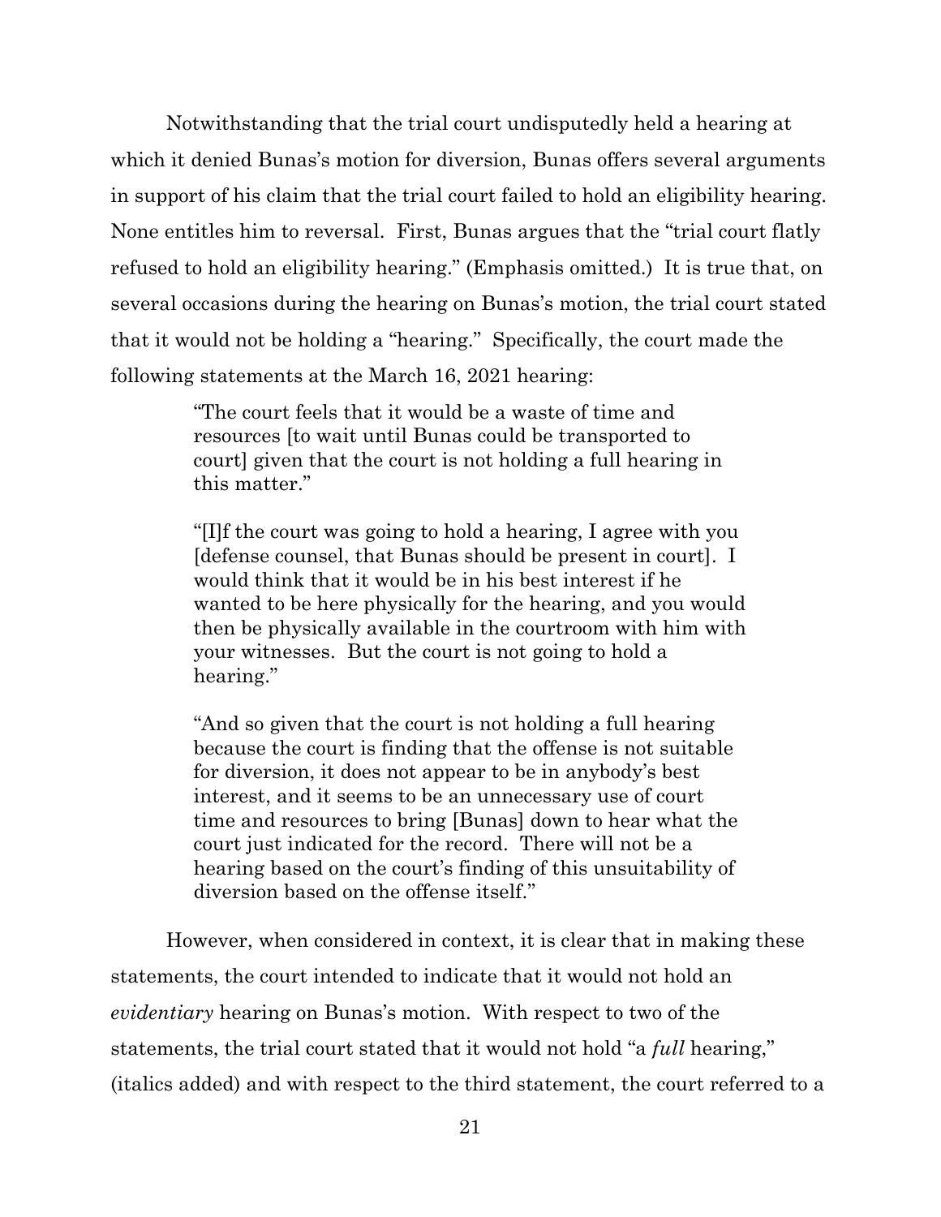Notwithstanding that the trial court undisputedly held a hearing at which it denied Bunas's motion for diversion, Bunas offers several arguments in support of his claim that the trial court failed to hold an eligibility hearing. None entitles him to reversal. First, Bunas argues that the "trial court flatly refused to hold an eligibility hearing." (Emphasis omitted.) It is true that, on several occasions during the hearing on Bunas's motion, the trial court stated that it would not be holding a "hearing." Specifically, the court made the following statements at the March 16, 2021 hearing:

> "The court feels that it would be a waste of time and resources [to wait until Bunas could be transported to court] given that the court is not holding a full hearing in this matter."
>
> "[I]f the court was going to hold a hearing, I agree with you [defense counsel, that Bunas should be present in court]. I would think that it would be in his best interest if he wanted to be here physically for the hearing, and you would then be physically available in the courtroom with him with your witnesses. But the court is not going to hold a hearing."
>
> "And so given that the court is not holding a full hearing because the court is finding that the offense is not suitable for diversion, it does not appear to be in anybody's best interest, and it seems to be an unnecessary use of court time and resources to bring [Bunas] down to hear what the court just indicated for the record. There will not be a hearing based on the court's finding of this unsuitability of diversion based on the offense itself."

However, when considered in context, it is clear that in making these statements, the court intended to indicate that it would not hold an *evidentiary* hearing on Bunas's motion. With respect to two of the statements, the trial court stated that it would not hold "a *full* hearing," (italics added) and with respect to the third statement, the court referred to a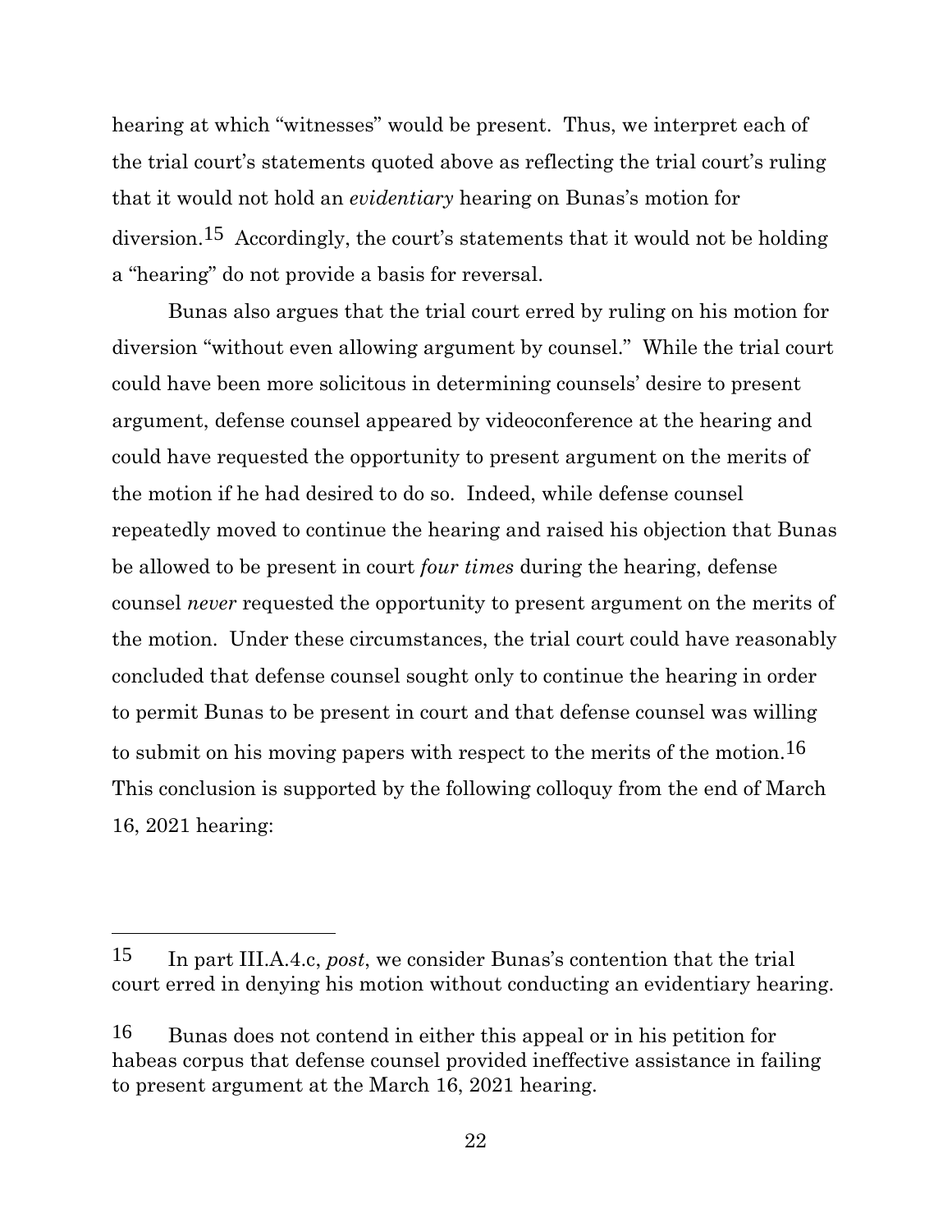hearing at which "witnesses" would be present. Thus, we interpret each of the trial court's statements quoted above as reflecting the trial court's ruling that it would not hold an *evidentiary* hearing on Bunas's motion for diversion.[15] Accordingly, the court's statements that it would not be holding a "hearing" do not provide a basis for reversal.

Bunas also argues that the trial court erred by ruling on his motion for diversion "without even allowing argument by counsel." While the trial court could have been more solicitous in determining counsels' desire to present argument, defense counsel appeared by videoconference at the hearing and could have requested the opportunity to present argument on the merits of the motion if he had desired to do so. Indeed, while defense counsel repeatedly moved to continue the hearing and raised his objection that Bunas be allowed to be present in court *four times* during the hearing, defense counsel *never* requested the opportunity to present argument on the merits of the motion. Under these circumstances, the trial court could have reasonably concluded that defense counsel sought only to continue the hearing in order to permit Bunas to be present in court and that defense counsel was willing to submit on his moving papers with respect to the merits of the motion.[16] This conclusion is supported by the following colloquy from the end of March 16, 2021 hearing:

---

[15] In part III.A.4.c, *post*, we consider Bunas's contention that the trial court erred in denying his motion without conducting an evidentiary hearing.

[16] Bunas does not contend in either this appeal or in his petition for habeas corpus that defense counsel provided ineffective assistance in failing to present argument at the March 16, 2021 hearing.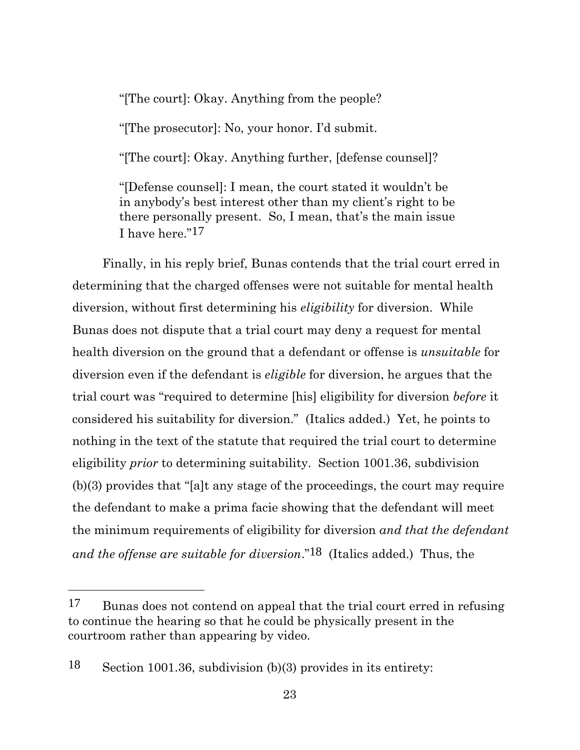> "[The court]: Okay. Anything from the people?
>
> "[The prosecutor]: No, your honor. I'd submit.
>
> "[The court]: Okay. Anything further, [defense counsel]?
>
> "[Defense counsel]: I mean, the court stated it wouldn't be in anybody's best interest other than my client's right to be there personally present. So, I mean, that's the main issue I have here."[17]

Finally, in his reply brief, Bunas contends that the trial court erred in determining that the charged offenses were not suitable for mental health diversion, without first determining his *eligibility* for diversion. While Bunas does not dispute that a trial court may deny a request for mental health diversion on the ground that a defendant or offense is *unsuitable* for diversion even if the defendant is *eligible* for diversion, he argues that the trial court was "required to determine [his] eligibility for diversion *before* it considered his suitability for diversion." (Italics added.) Yet, he points to nothing in the text of the statute that required the trial court to determine eligibility *prior* to determining suitability. Section 1001.36, subdivision (b)(3) provides that "[a]t any stage of the proceedings, the court may require the defendant to make a prima facie showing that the defendant will meet the minimum requirements of eligibility for diversion *and that the defendant and the offense are suitable for diversion*."[18] (Italics added.) Thus, the

---

[17] Bunas does not contend on appeal that the trial court erred in refusing to continue the hearing so that he could be physically present in the courtroom rather than appearing by video.

[18] Section 1001.36, subdivision (b)(3) provides in its entirety: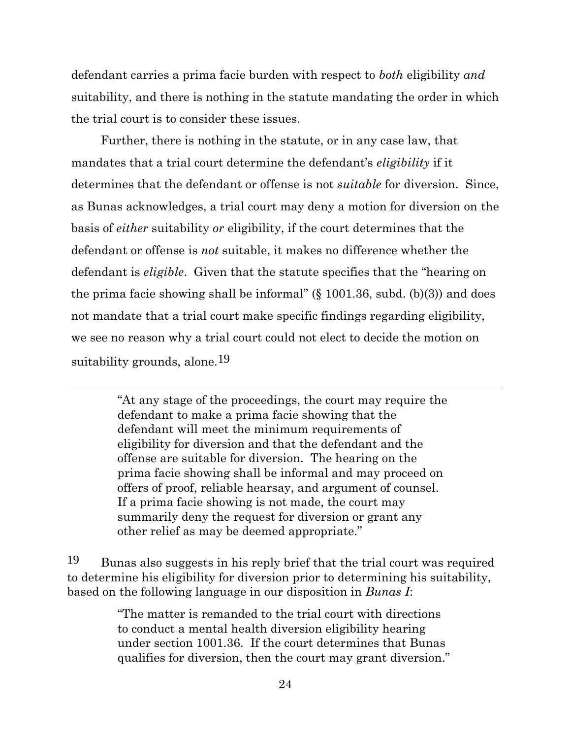defendant carries a prima facie burden with respect to *both* eligibility *and* suitability, and there is nothing in the statute mandating the order in which the trial court is to consider these issues.

Further, there is nothing in the statute, or in any case law, that mandates that a trial court determine the defendant's *eligibility* if it determines that the defendant or offense is not *suitable* for diversion. Since, as Bunas acknowledges, a trial court may deny a motion for diversion on the basis of *either* suitability *or* eligibility, if the court determines that the defendant or offense is *not* suitable, it makes no difference whether the defendant is *eligible*. Given that the statute specifies that the "hearing on the prima facie showing shall be informal" (§ 1001.36, subd. (b)(3)) and does not mandate that a trial court make specific findings regarding eligibility, we see no reason why a trial court could not elect to decide the motion on suitability grounds, alone.[19]

---

> "At any stage of the proceedings, the court may require the defendant to make a prima facie showing that the defendant will meet the minimum requirements of eligibility for diversion and that the defendant and the offense are suitable for diversion. The hearing on the prima facie showing shall be informal and may proceed on offers of proof, reliable hearsay, and argument of counsel. If a prima facie showing is not made, the court may summarily deny the request for diversion or grant any other relief as may be deemed appropriate."

[19] Bunas also suggests in his reply brief that the trial court was required to determine his eligibility for diversion prior to determining his suitability, based on the following language in our disposition in *Bunas I*:

> "The matter is remanded to the trial court with directions to conduct a mental health diversion eligibility hearing under section 1001.36. If the court determines that Bunas qualifies for diversion, then the court may grant diversion."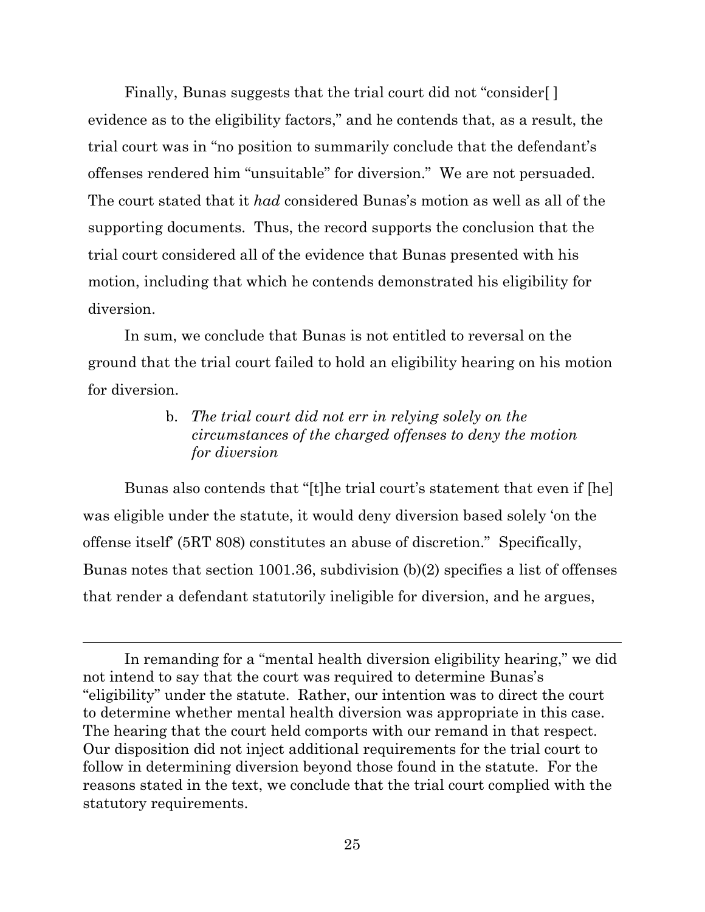Finally, Bunas suggests that the trial court did not "consider[ ] evidence as to the eligibility factors," and he contends that, as a result, the trial court was in "no position to summarily conclude that the defendant's offenses rendered him "unsuitable" for diversion." We are not persuaded. The court stated that it *had* considered Bunas's motion as well as all of the supporting documents. Thus, the record supports the conclusion that the trial court considered all of the evidence that Bunas presented with his motion, including that which he contends demonstrated his eligibility for diversion.

In sum, we conclude that Bunas is not entitled to reversal on the ground that the trial court failed to hold an eligibility hearing on his motion for diversion.

b. *The trial court did not err in relying solely on the circumstances of the charged offenses to deny the motion for diversion*

Bunas also contends that "[t]he trial court's statement that even if [he] was eligible under the statute, it would deny diversion based solely 'on the offense itself' (5RT 808) constitutes an abuse of discretion." Specifically, Bunas notes that section 1001.36, subdivision (b)(2) specifies a list of offenses that render a defendant statutorily ineligible for diversion, and he argues,

---

In remanding for a "mental health diversion eligibility hearing," we did not intend to say that the court was required to determine Bunas's "eligibility" under the statute. Rather, our intention was to direct the court to determine whether mental health diversion was appropriate in this case. The hearing that the court held comports with our remand in that respect. Our disposition did not inject additional requirements for the trial court to follow in determining diversion beyond those found in the statute. For the reasons stated in the text, we conclude that the trial court complied with the statutory requirements.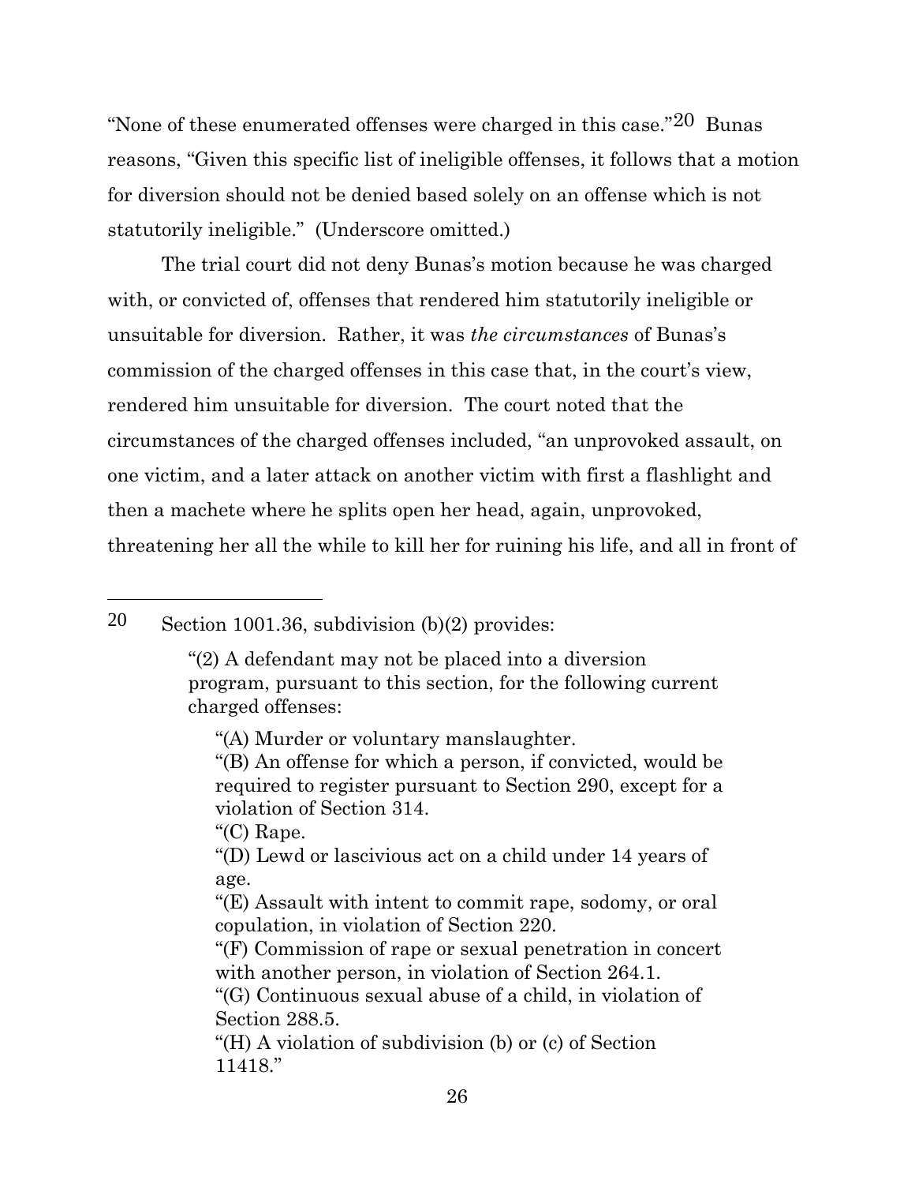"None of these enumerated offenses were charged in this case."[20] Bunas reasons, "Given this specific list of ineligible offenses, it follows that a motion for diversion should not be denied based solely on an offense which is not statutorily ineligible." (Underscore omitted.)

The trial court did not deny Bunas's motion because he was charged with, or convicted of, offenses that rendered him statutorily ineligible or unsuitable for diversion. Rather, it was *the circumstances* of Bunas's commission of the charged offenses in this case that, in the court's view, rendered him unsuitable for diversion. The court noted that the circumstances of the charged offenses included, "an unprovoked assault, on one victim, and a later attack on another victim with first a flashlight and then a machete where he splits open her head, again, unprovoked, threatening her all the while to kill her for ruining his life, and all in front of

---

[20] Section 1001.36, subdivision (b)(2) provides:

> "(2) A defendant may not be placed into a diversion program, pursuant to this section, for the following current charged offenses:
>
> "(A) Murder or voluntary manslaughter.
> "(B) An offense for which a person, if convicted, would be required to register pursuant to Section 290, except for a violation of Section 314.
> "(C) Rape.
> "(D) Lewd or lascivious act on a child under 14 years of age.
> "(E) Assault with intent to commit rape, sodomy, or oral copulation, in violation of Section 220.
> "(F) Commission of rape or sexual penetration in concert with another person, in violation of Section 264.1.
> "(G) Continuous sexual abuse of a child, in violation of Section 288.5.
> "(H) A violation of subdivision (b) or (c) of Section 11418."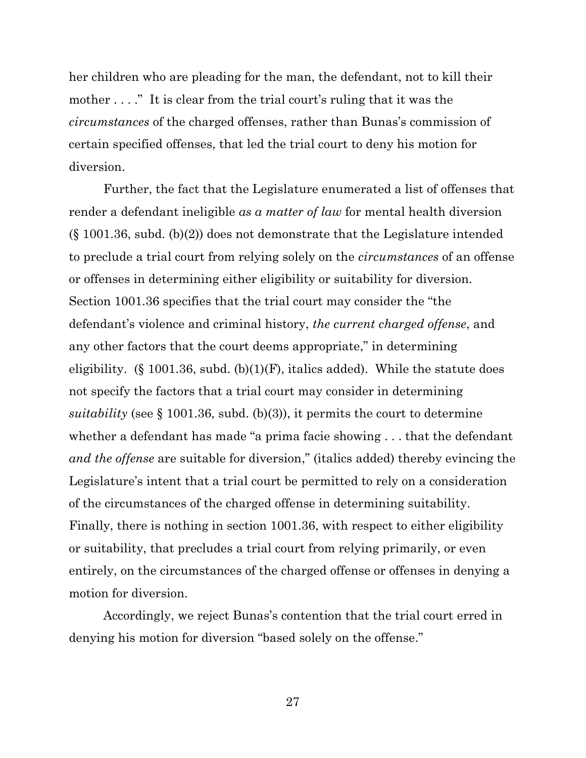her children who are pleading for the man, the defendant, not to kill their mother . . . ." It is clear from the trial court's ruling that it was the *circumstances* of the charged offenses, rather than Bunas's commission of certain specified offenses, that led the trial court to deny his motion for diversion.

Further, the fact that the Legislature enumerated a list of offenses that render a defendant ineligible *as a matter of law* for mental health diversion (§ 1001.36, subd. (b)(2)) does not demonstrate that the Legislature intended to preclude a trial court from relying solely on the *circumstances* of an offense or offenses in determining either eligibility or suitability for diversion. Section 1001.36 specifies that the trial court may consider the "the defendant's violence and criminal history, *the current charged offense*, and any other factors that the court deems appropriate," in determining eligibility. (§ 1001.36, subd. (b)(1)(F), italics added). While the statute does not specify the factors that a trial court may consider in determining *suitability* (see § 1001.36, subd. (b)(3)), it permits the court to determine whether a defendant has made "a prima facie showing . . . that the defendant *and the offense* are suitable for diversion," (italics added) thereby evincing the Legislature's intent that a trial court be permitted to rely on a consideration of the circumstances of the charged offense in determining suitability. Finally, there is nothing in section 1001.36, with respect to either eligibility or suitability, that precludes a trial court from relying primarily, or even entirely, on the circumstances of the charged offense or offenses in denying a motion for diversion.

Accordingly, we reject Bunas's contention that the trial court erred in denying his motion for diversion "based solely on the offense."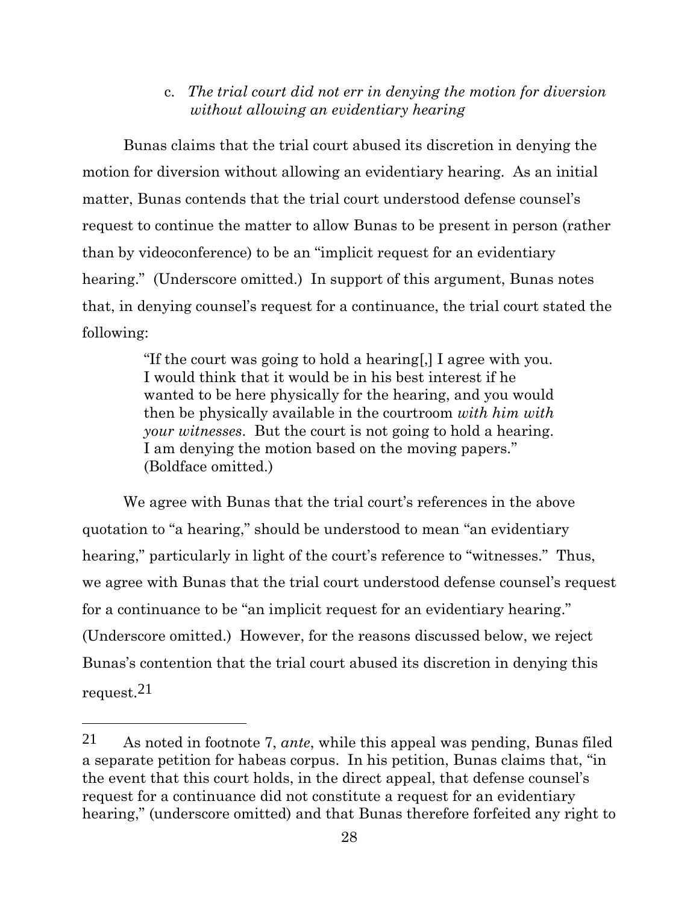c. *The trial court did not err in denying the motion for diversion without allowing an evidentiary hearing*

Bunas claims that the trial court abused its discretion in denying the motion for diversion without allowing an evidentiary hearing. As an initial matter, Bunas contends that the trial court understood defense counsel's request to continue the matter to allow Bunas to be present in person (rather than by videoconference) to be an "implicit request for an evidentiary hearing." (Underscore omitted.) In support of this argument, Bunas notes that, in denying counsel's request for a continuance, the trial court stated the following:

> "If the court was going to hold a hearing[,] I agree with you. I would think that it would be in his best interest if he wanted to be here physically for the hearing, and you would then be physically available in the courtroom *with him with your witnesses*. But the court is not going to hold a hearing. I am denying the motion based on the moving papers." (Boldface omitted.)

We agree with Bunas that the trial court's references in the above quotation to "a hearing," should be understood to mean "an evidentiary hearing," particularly in light of the court's reference to "witnesses." Thus, we agree with Bunas that the trial court understood defense counsel's request for a continuance to be "an implicit request for an evidentiary hearing." (Underscore omitted.) However, for the reasons discussed below, we reject Bunas's contention that the trial court abused its discretion in denying this request.[21]

---

[21] As noted in footnote 7, *ante*, while this appeal was pending, Bunas filed a separate petition for habeas corpus. In his petition, Bunas claims that, "in the event that this court holds, in the direct appeal, that defense counsel's request for a continuance did not constitute a request for an evidentiary hearing," (underscore omitted) and that Bunas therefore forfeited any right to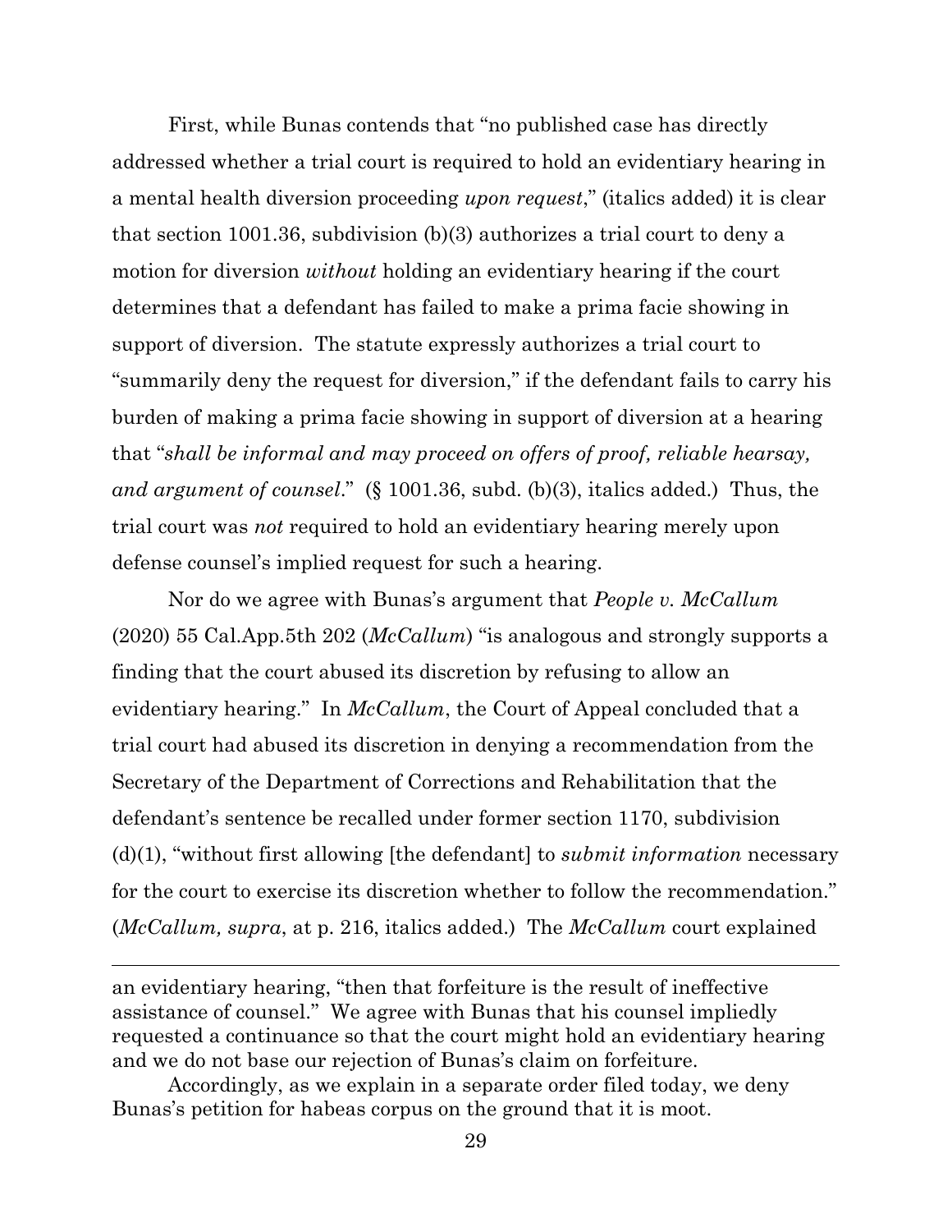First, while Bunas contends that "no published case has directly addressed whether a trial court is required to hold an evidentiary hearing in a mental health diversion proceeding *upon request*," (italics added) it is clear that section 1001.36, subdivision (b)(3) authorizes a trial court to deny a motion for diversion *without* holding an evidentiary hearing if the court determines that a defendant has failed to make a prima facie showing in support of diversion. The statute expressly authorizes a trial court to "summarily deny the request for diversion," if the defendant fails to carry his burden of making a prima facie showing in support of diversion at a hearing that "*shall be informal and may proceed on offers of proof, reliable hearsay, and argument of counsel*." (§ 1001.36, subd. (b)(3), italics added.) Thus, the trial court was *not* required to hold an evidentiary hearing merely upon defense counsel's implied request for such a hearing.

Nor do we agree with Bunas's argument that *People v. McCallum* (2020) 55 Cal.App.5th 202 (*McCallum*) "is analogous and strongly supports a finding that the court abused its discretion by refusing to allow an evidentiary hearing." In *McCallum*, the Court of Appeal concluded that a trial court had abused its discretion in denying a recommendation from the Secretary of the Department of Corrections and Rehabilitation that the defendant's sentence be recalled under former section 1170, subdivision (d)(1), "without first allowing [the defendant] to *submit information* necessary for the court to exercise its discretion whether to follow the recommendation." (*McCallum, supra*, at p. 216, italics added.) The *McCallum* court explained

---

an evidentiary hearing, "then that forfeiture is the result of ineffective assistance of counsel." We agree with Bunas that his counsel impliedly requested a continuance so that the court might hold an evidentiary hearing and we do not base our rejection of Bunas's claim on forfeiture.

Accordingly, as we explain in a separate order filed today, we deny Bunas's petition for habeas corpus on the ground that it is moot.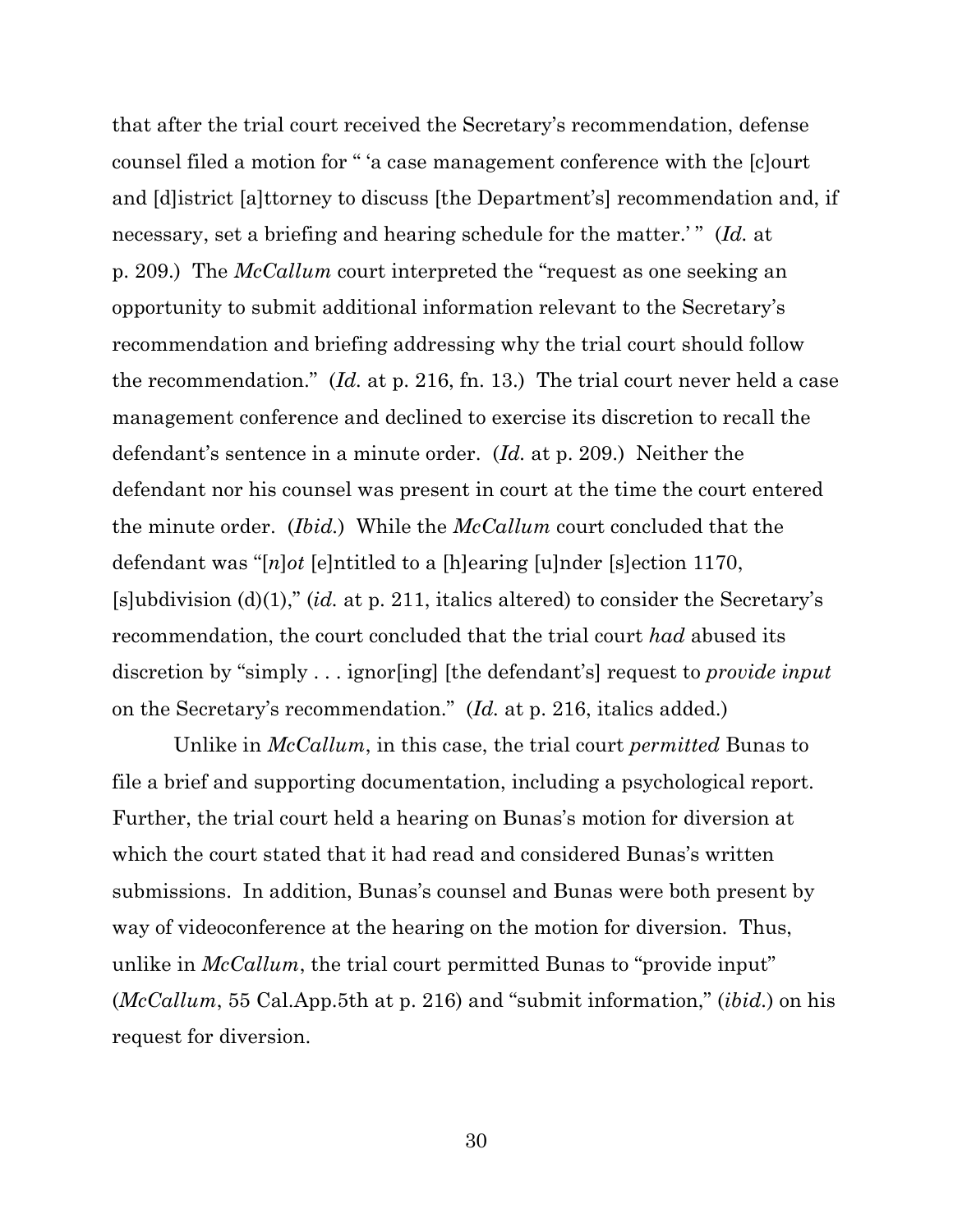that after the trial court received the Secretary's recommendation, defense counsel filed a motion for " 'a case management conference with the [c]ourt and [d]istrict [a]ttorney to discuss [the Department's] recommendation and, if necessary, set a briefing and hearing schedule for the matter.' " (*Id.* at p. 209.) The *McCallum* court interpreted the "request as one seeking an opportunity to submit additional information relevant to the Secretary's recommendation and briefing addressing why the trial court should follow the recommendation." (*Id.* at p. 216, fn. 13.) The trial court never held a case management conference and declined to exercise its discretion to recall the defendant's sentence in a minute order. (*Id.* at p. 209.) Neither the defendant nor his counsel was present in court at the time the court entered the minute order. (*Ibid.*) While the *McCallum* court concluded that the defendant was "[*n*]*ot* [e]ntitled to a [h]earing [u]nder [s]ection 1170, [s]ubdivision (d)(1)," (*id.* at p. 211, italics altered) to consider the Secretary's recommendation, the court concluded that the trial court *had* abused its discretion by "simply . . . ignor[ing] [the defendant's] request to *provide input* on the Secretary's recommendation." (*Id.* at p. 216, italics added.)

Unlike in *McCallum*, in this case, the trial court *permitted* Bunas to file a brief and supporting documentation, including a psychological report. Further, the trial court held a hearing on Bunas's motion for diversion at which the court stated that it had read and considered Bunas's written submissions. In addition, Bunas's counsel and Bunas were both present by way of videoconference at the hearing on the motion for diversion. Thus, unlike in *McCallum*, the trial court permitted Bunas to "provide input" (*McCallum*, 55 Cal.App.5th at p. 216) and "submit information," (*ibid.*) on his request for diversion.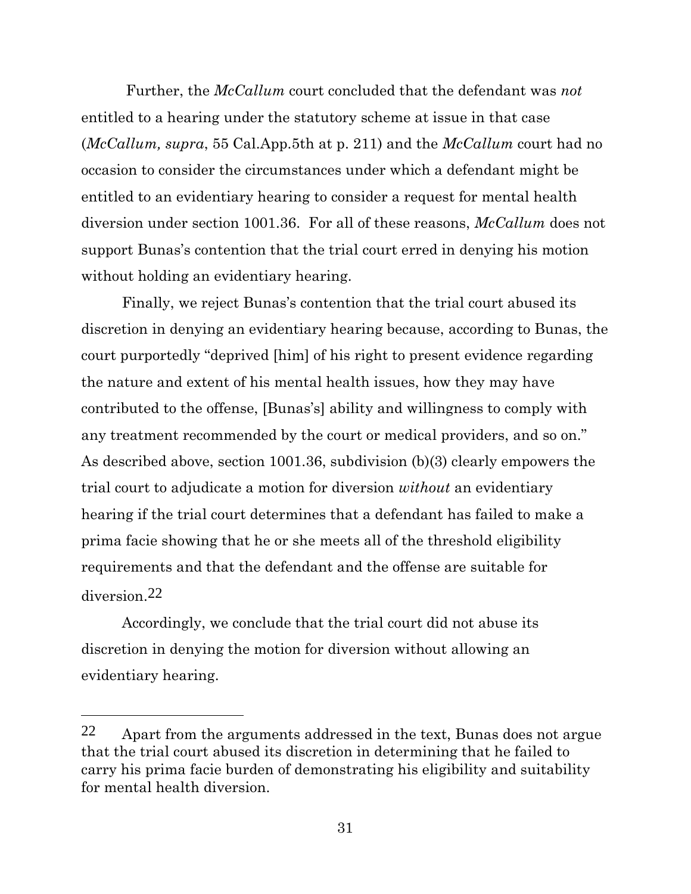Further, the *McCallum* court concluded that the defendant was *not* entitled to a hearing under the statutory scheme at issue in that case (*McCallum, supra*, 55 Cal.App.5th at p. 211) and the *McCallum* court had no occasion to consider the circumstances under which a defendant might be entitled to an evidentiary hearing to consider a request for mental health diversion under section 1001.36. For all of these reasons, *McCallum* does not support Bunas's contention that the trial court erred in denying his motion without holding an evidentiary hearing.

Finally, we reject Bunas's contention that the trial court abused its discretion in denying an evidentiary hearing because, according to Bunas, the court purportedly "deprived [him] of his right to present evidence regarding the nature and extent of his mental health issues, how they may have contributed to the offense, [Bunas's] ability and willingness to comply with any treatment recommended by the court or medical providers, and so on." As described above, section 1001.36, subdivision (b)(3) clearly empowers the trial court to adjudicate a motion for diversion *without* an evidentiary hearing if the trial court determines that a defendant has failed to make a prima facie showing that he or she meets all of the threshold eligibility requirements and that the defendant and the offense are suitable for diversion.[22]

Accordingly, we conclude that the trial court did not abuse its discretion in denying the motion for diversion without allowing an evidentiary hearing.

---

[22] Apart from the arguments addressed in the text, Bunas does not argue that the trial court abused its discretion in determining that he failed to carry his prima facie burden of demonstrating his eligibility and suitability for mental health diversion.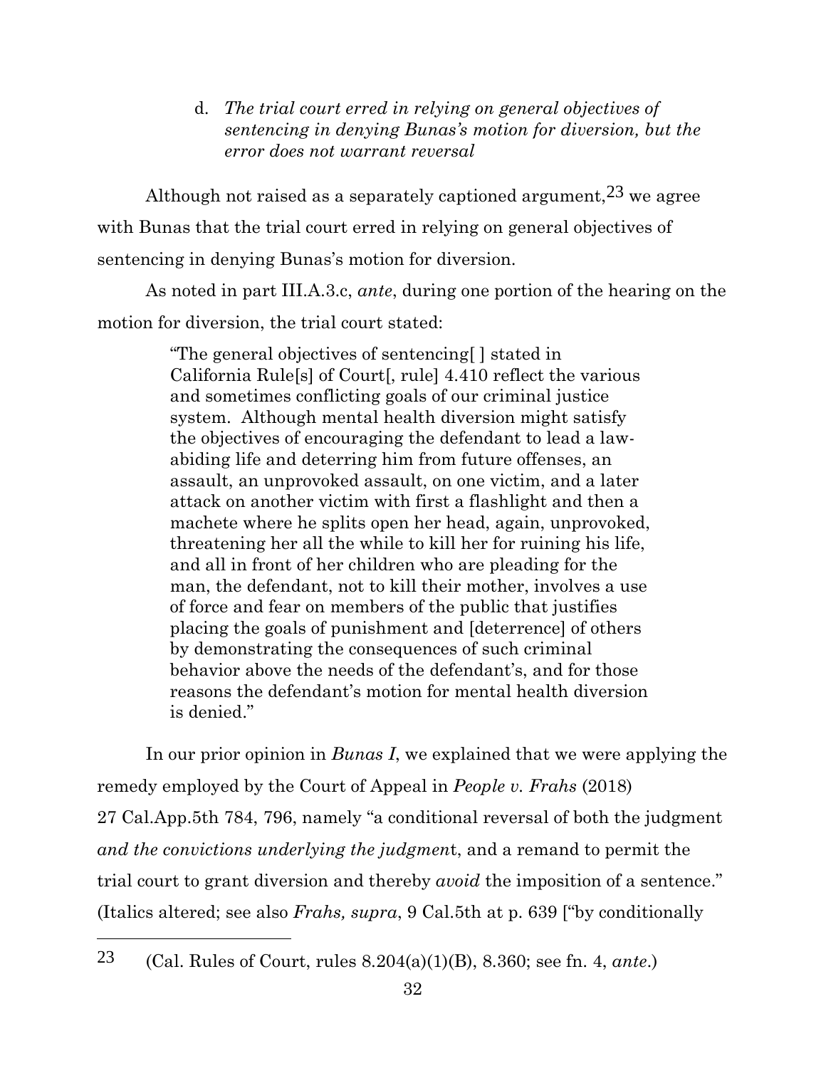d. *The trial court erred in relying on general objectives of sentencing in denying Bunas's motion for diversion, but the error does not warrant reversal*

Although not raised as a separately captioned argument,[23] we agree with Bunas that the trial court erred in relying on general objectives of sentencing in denying Bunas's motion for diversion.

As noted in part III.A.3.c, *ante*, during one portion of the hearing on the motion for diversion, the trial court stated:

> "The general objectives of sentencing[ ] stated in California Rule[s] of Court[, rule] 4.410 reflect the various and sometimes conflicting goals of our criminal justice system. Although mental health diversion might satisfy the objectives of encouraging the defendant to lead a law-abiding life and deterring him from future offenses, an assault, an unprovoked assault, on one victim, and a later attack on another victim with first a flashlight and then a machete where he splits open her head, again, unprovoked, threatening her all the while to kill her for ruining his life, and all in front of her children who are pleading for the man, the defendant, not to kill their mother, involves a use of force and fear on members of the public that justifies placing the goals of punishment and [deterrence] of others by demonstrating the consequences of such criminal behavior above the needs of the defendant's, and for those reasons the defendant's motion for mental health diversion is denied."

In our prior opinion in *Bunas I*, we explained that we were applying the remedy employed by the Court of Appeal in *People v. Frahs* (2018) 27 Cal.App.5th 784, 796, namely "a conditional reversal of both the judgment *and the convictions underlying the judgmen*t, and a remand to permit the trial court to grant diversion and thereby *avoid* the imposition of a sentence." (Italics altered; see also *Frahs, supra*, 9 Cal.5th at p. 639 ["by conditionally

---

[23] (Cal. Rules of Court, rules 8.204(a)(1)(B), 8.360; see fn. 4, *ante*.)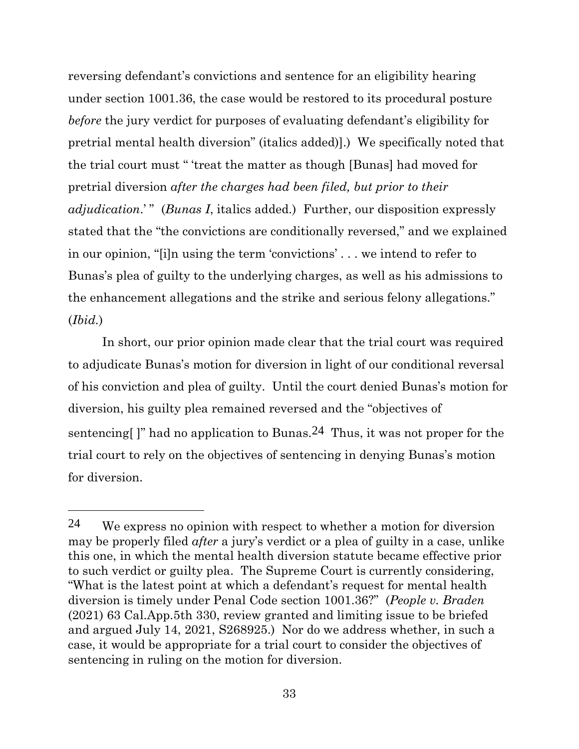reversing defendant's convictions and sentence for an eligibility hearing under section 1001.36, the case would be restored to its procedural posture *before* the jury verdict for purposes of evaluating defendant's eligibility for pretrial mental health diversion" (italics added)].) We specifically noted that the trial court must " 'treat the matter as though [Bunas] had moved for pretrial diversion *after the charges had been filed, but prior to their adjudication*.' " (*Bunas I*, italics added.) Further, our disposition expressly stated that the "the convictions are conditionally reversed," and we explained in our opinion, "[i]n using the term 'convictions' . . . we intend to refer to Bunas's plea of guilty to the underlying charges, as well as his admissions to the enhancement allegations and the strike and serious felony allegations." (*Ibid.*)

In short, our prior opinion made clear that the trial court was required to adjudicate Bunas's motion for diversion in light of our conditional reversal of his conviction and plea of guilty. Until the court denied Bunas's motion for diversion, his guilty plea remained reversed and the "objectives of sentencing[ ]" had no application to Bunas.[24] Thus, it was not proper for the trial court to rely on the objectives of sentencing in denying Bunas's motion for diversion.

---

[24] We express no opinion with respect to whether a motion for diversion may be properly filed *after* a jury's verdict or a plea of guilty in a case, unlike this one, in which the mental health diversion statute became effective prior to such verdict or guilty plea. The Supreme Court is currently considering, "What is the latest point at which a defendant's request for mental health diversion is timely under Penal Code section 1001.36?" (*People v. Braden* (2021) 63 Cal.App.5th 330, review granted and limiting issue to be briefed and argued July 14, 2021, S268925.) Nor do we address whether, in such a case, it would be appropriate for a trial court to consider the objectives of sentencing in ruling on the motion for diversion.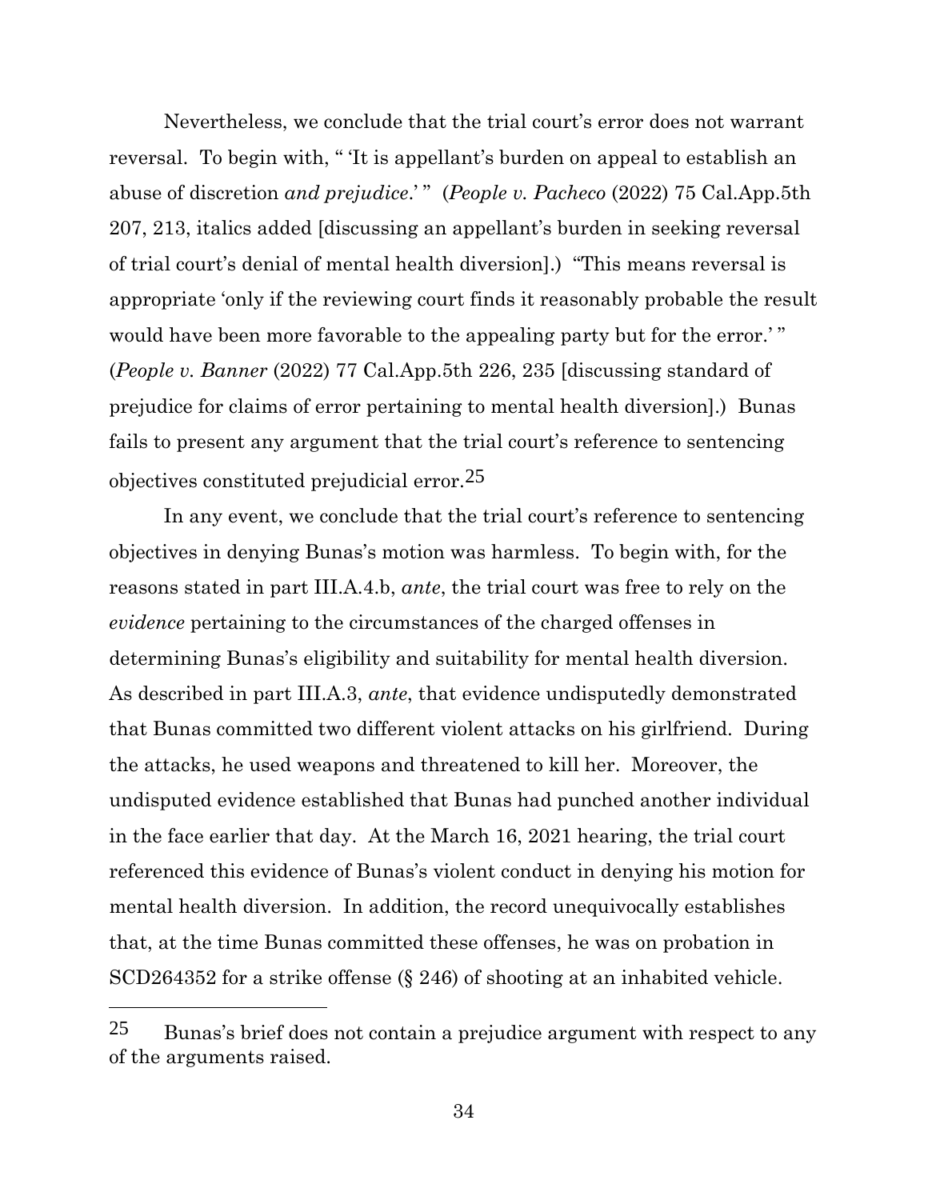Nevertheless, we conclude that the trial court's error does not warrant reversal. To begin with, " 'It is appellant's burden on appeal to establish an abuse of discretion *and prejudice*.' " (*People v. Pacheco* (2022) 75 Cal.App.5th 207, 213, italics added [discussing an appellant's burden in seeking reversal of trial court's denial of mental health diversion].) "This means reversal is appropriate 'only if the reviewing court finds it reasonably probable the result would have been more favorable to the appealing party but for the error.' " (*People v. Banner* (2022) 77 Cal.App.5th 226, 235 [discussing standard of prejudice for claims of error pertaining to mental health diversion].) Bunas fails to present any argument that the trial court's reference to sentencing objectives constituted prejudicial error.[25]

In any event, we conclude that the trial court's reference to sentencing objectives in denying Bunas's motion was harmless. To begin with, for the reasons stated in part III.A.4.b, *ante*, the trial court was free to rely on the *evidence* pertaining to the circumstances of the charged offenses in determining Bunas's eligibility and suitability for mental health diversion. As described in part III.A.3, *ante*, that evidence undisputedly demonstrated that Bunas committed two different violent attacks on his girlfriend. During the attacks, he used weapons and threatened to kill her. Moreover, the undisputed evidence established that Bunas had punched another individual in the face earlier that day. At the March 16, 2021 hearing, the trial court referenced this evidence of Bunas's violent conduct in denying his motion for mental health diversion. In addition, the record unequivocally establishes that, at the time Bunas committed these offenses, he was on probation in SCD264352 for a strike offense (§ 246) of shooting at an inhabited vehicle.

---

[25] Bunas's brief does not contain a prejudice argument with respect to any of the arguments raised.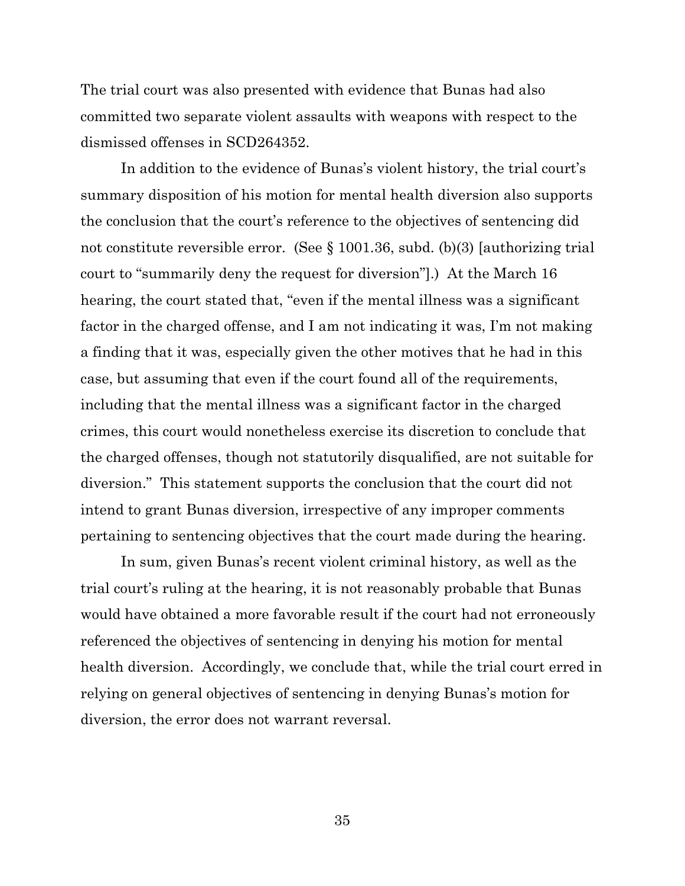The trial court was also presented with evidence that Bunas had also committed two separate violent assaults with weapons with respect to the dismissed offenses in SCD264352.

In addition to the evidence of Bunas's violent history, the trial court's summary disposition of his motion for mental health diversion also supports the conclusion that the court's reference to the objectives of sentencing did not constitute reversible error. (See § 1001.36, subd. (b)(3) [authorizing trial court to "summarily deny the request for diversion"].) At the March 16 hearing, the court stated that, "even if the mental illness was a significant factor in the charged offense, and I am not indicating it was, I'm not making a finding that it was, especially given the other motives that he had in this case, but assuming that even if the court found all of the requirements, including that the mental illness was a significant factor in the charged crimes, this court would nonetheless exercise its discretion to conclude that the charged offenses, though not statutorily disqualified, are not suitable for diversion." This statement supports the conclusion that the court did not intend to grant Bunas diversion, irrespective of any improper comments pertaining to sentencing objectives that the court made during the hearing.

In sum, given Bunas's recent violent criminal history, as well as the trial court's ruling at the hearing, it is not reasonably probable that Bunas would have obtained a more favorable result if the court had not erroneously referenced the objectives of sentencing in denying his motion for mental health diversion. Accordingly, we conclude that, while the trial court erred in relying on general objectives of sentencing in denying Bunas's motion for diversion, the error does not warrant reversal.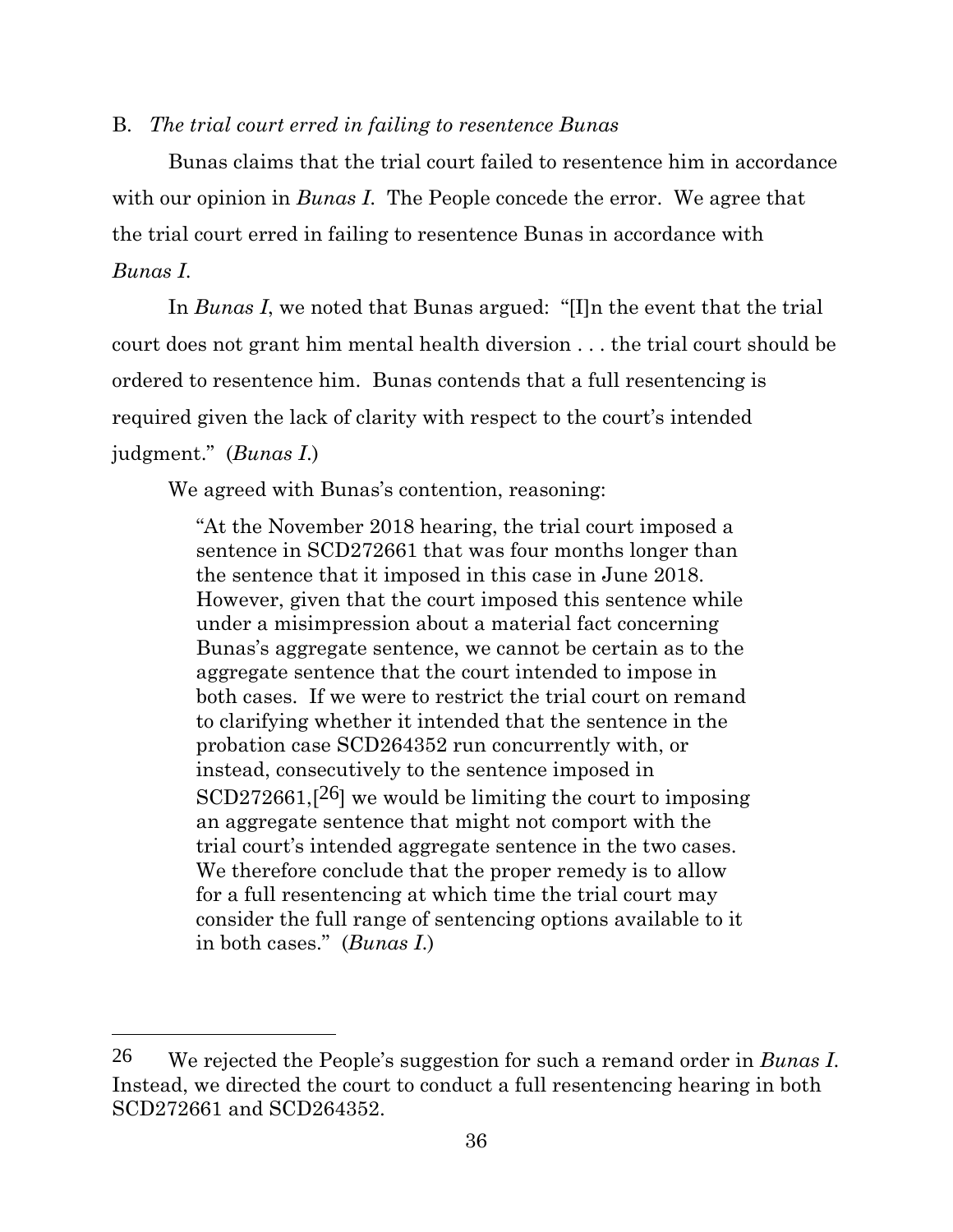B. *The trial court erred in failing to resentence Bunas*

Bunas claims that the trial court failed to resentence him in accordance with our opinion in *Bunas I*. The People concede the error. We agree that the trial court erred in failing to resentence Bunas in accordance with *Bunas I*.

In *Bunas I*, we noted that Bunas argued: "[I]n the event that the trial court does not grant him mental health diversion . . . the trial court should be ordered to resentence him. Bunas contends that a full resentencing is required given the lack of clarity with respect to the court's intended judgment." (*Bunas I*.)

We agreed with Bunas's contention, reasoning:

> "At the November 2018 hearing, the trial court imposed a sentence in SCD272661 that was four months longer than the sentence that it imposed in this case in June 2018. However, given that the court imposed this sentence while under a misimpression about a material fact concerning Bunas's aggregate sentence, we cannot be certain as to the aggregate sentence that the court intended to impose in both cases. If we were to restrict the trial court on remand to clarifying whether it intended that the sentence in the probation case SCD264352 run concurrently with, or instead, consecutively to the sentence imposed in SCD272661,[26] we would be limiting the court to imposing an aggregate sentence that might not comport with the trial court's intended aggregate sentence in the two cases. We therefore conclude that the proper remedy is to allow for a full resentencing at which time the trial court may consider the full range of sentencing options available to it in both cases." (*Bunas I*.)

---

26 We rejected the People's suggestion for such a remand order in *Bunas I*. Instead, we directed the court to conduct a full resentencing hearing in both SCD272661 and SCD264352.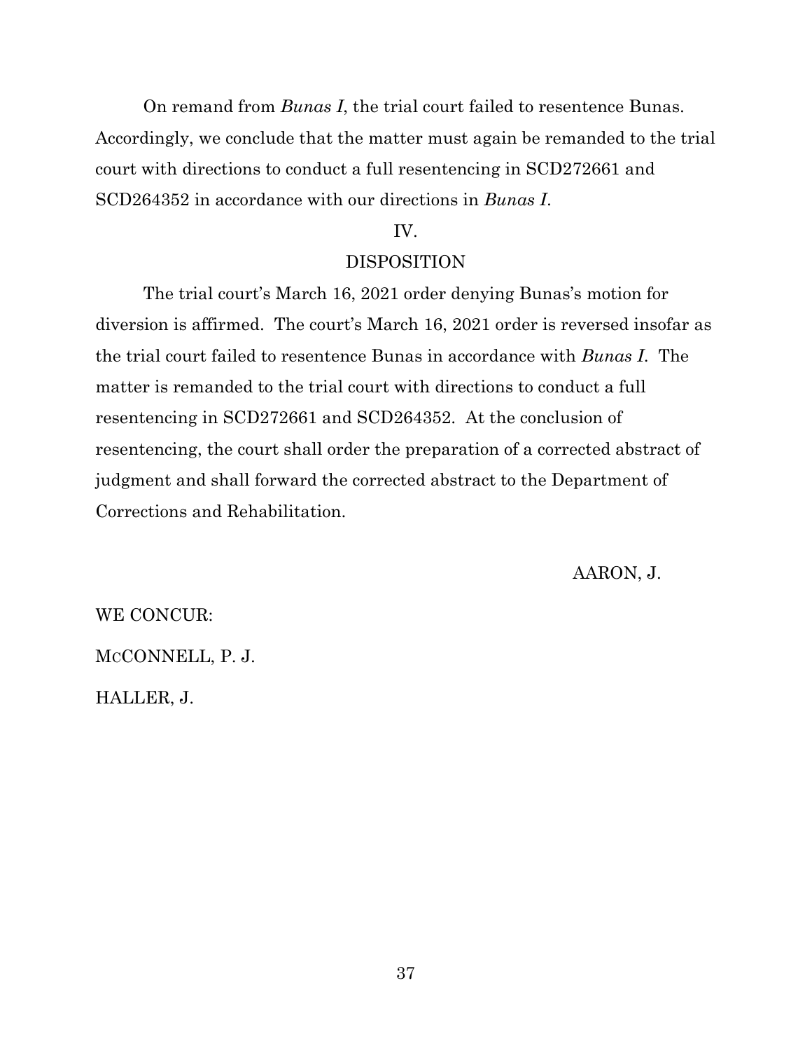On remand from *Bunas I*, the trial court failed to resentence Bunas. Accordingly, we conclude that the matter must again be remanded to the trial court with directions to conduct a full resentencing in SCD272661 and SCD264352 in accordance with our directions in *Bunas I*.

## IV.

## DISPOSITION

The trial court's March 16, 2021 order denying Bunas's motion for diversion is affirmed. The court's March 16, 2021 order is reversed insofar as the trial court failed to resentence Bunas in accordance with *Bunas I*. The matter is remanded to the trial court with directions to conduct a full resentencing in SCD272661 and SCD264352. At the conclusion of resentencing, the court shall order the preparation of a corrected abstract of judgment and shall forward the corrected abstract to the Department of Corrections and Rehabilitation.

AARON, J.

WE CONCUR:

McCONNELL, P. J.

HALLER, J.